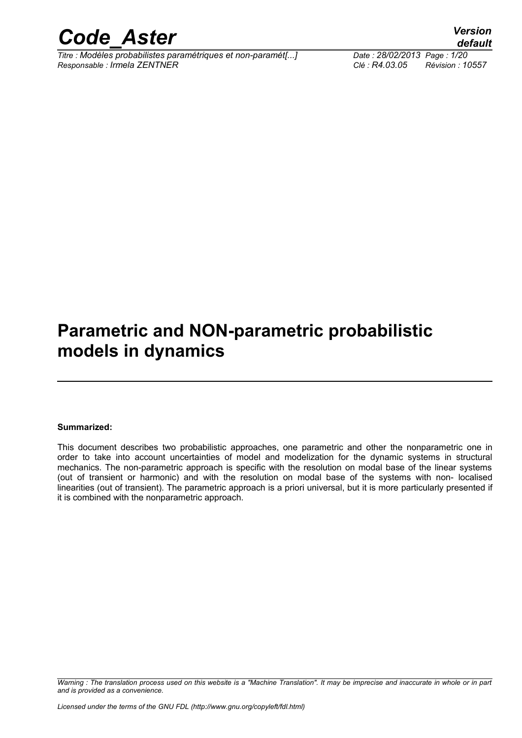# Parametric and NON-parametric probabilistic models in dynamics

**Summarized:**

This document describes two probabilistic approaches, one parametric and other the nonparametric one in order to take into account uncertainties of model and modelization for the dynamic systems in structural mechanics. The non-parametric approach is specific with the resolution on modal base of the linear systems (out of transient or harmonic) and with the resolution on modal base of the systems with non- localised linearities (out of transient). The parametric approach is a priori universal, but it is more particularly presented if it is combined with the nonparametric approach.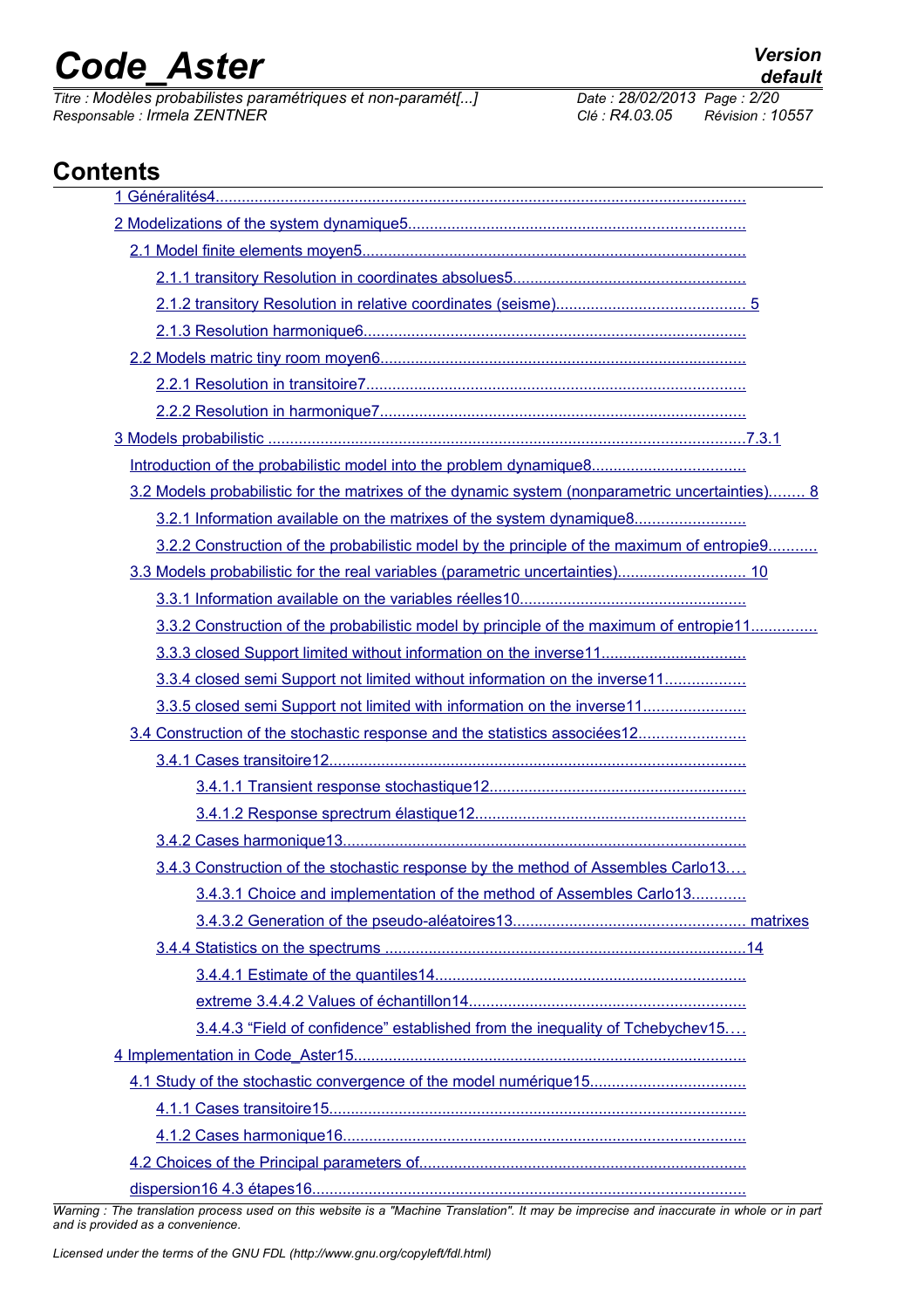## Contents

1 Généralités4

2 Modelizations of the system dynamique5

- 2.1 Model finite elements moyen5
  - 2.1.1 transitory Resolution in coordinates absolues5
  - 2.1.2 transitory Resolution in relative coordinates (seisme) 5
  - 2.1.3 Resolution harmonique6
- 2.2 Models matric tiny room moyen6
  - 2.2.1 Resolution in transitoire7
  - 2.2.2 Resolution in harmonique7

3 Models probabilistic 7.3.1

- Introduction of the probabilistic model into the problem dynamique8
- 3.2 Models probabilistic for the matrixes of the dynamic system (nonparametric uncertainties) 8
  - 3.2.1 Information available on the matrixes of the system dynamique8
  - 3.2.2 Construction of the probabilistic model by the principle of the maximum of entropie9
- 3.3 Models probabilistic for the real variables (parametric uncertainties) 10
  - 3.3.1 Information available on the variables réelles10
  - 3.3.2 Construction of the probabilistic model by principle of the maximum of entropie11
  - 3.3.3 closed Support limited without information on the inverse11
  - 3.3.4 closed semi Support not limited without information on the inverse11
  - 3.3.5 closed semi Support not limited with information on the inverse11
- 3.4 Construction of the stochastic response and the statistics associées12
  - 3.4.1 Cases transitoire12
    - 3.4.1.1 Transient response stochastique12
    - 3.4.1.2 Response sprectrum élastique12
  - 3.4.2 Cases harmonique13
  - 3.4.3 Construction of the stochastic response by the method of Assembles Carlo13
    - 3.4.3.1 Choice and implementation of the method of Assembles Carlo13
    - 3.4.3.2 Generation of the pseudo-aléatoires13 matrixes
  - 3.4.4 Statistics on the spectrums 14
    - 3.4.4.1 Estimate of the quantiles14
    - extreme 3.4.4.2 Values of échantillon14
    - 3.4.4.3 “Field of confidence” established from the inequality of Tchebychev15

4 Implementation in Code_Aster15

- 4.1 Study of the stochastic convergence of the model numérique15
  - 4.1.1 Cases transitoire15
  - 4.1.2 Cases harmonique16
- 4.2 Choices of the Principal parameters of
- dispersion16 4.3 étapes16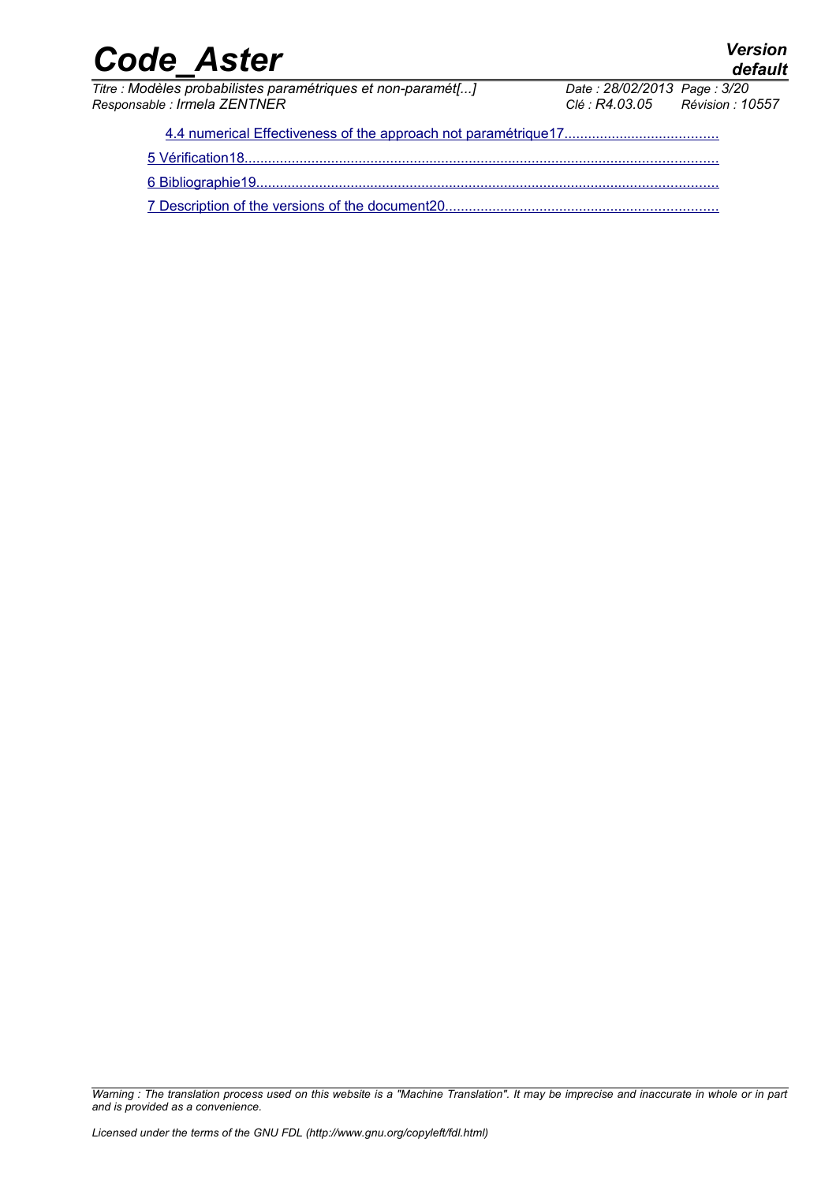4.4 numerical Effectiveness of the approach not paramétrique17

5 Vérification18

6 Bibliographie19

7 Description of the versions of the document20

*Warning : The translation process used on this website is a "Machine Translation". It may be imprecise and inaccurate in whole or in part and is provided as a convenience.*

*Licensed under the terms of the GNU FDL (http://www.gnu.org/copyleft/fdl.html)*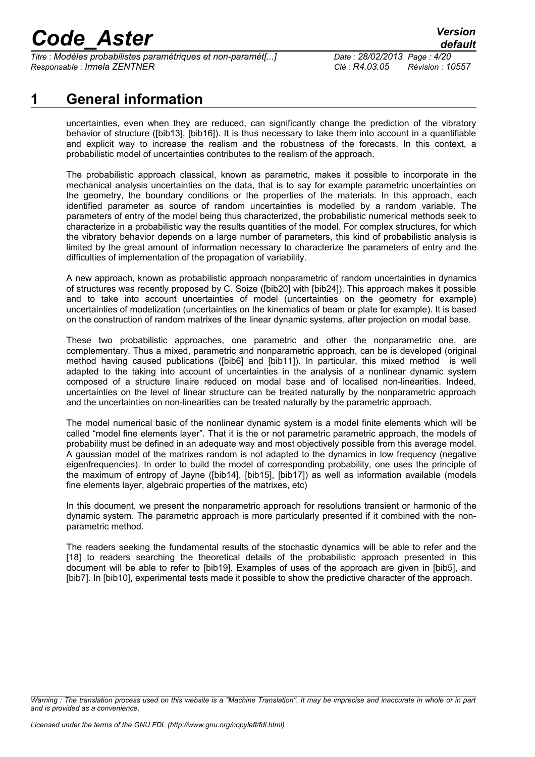# 1 General information

uncertainties, even when they are reduced, can significantly change the prediction of the vibratory behavior of structure ([bib13], [bib16]). It is thus necessary to take them into account in a quantifiable and explicit way to increase the realism and the robustness of the forecasts. In this context, a probabilistic model of uncertainties contributes to the realism of the approach.

The probabilistic approach classical, known as parametric, makes it possible to incorporate in the mechanical analysis uncertainties on the data, that is to say for example parametric uncertainties on the geometry, the boundary conditions or the properties of the materials. In this approach, each identified parameter as source of random uncertainties is modelled by a random variable. The parameters of entry of the model being thus characterized, the probabilistic numerical methods seek to characterize in a probabilistic way the results quantities of the model. For complex structures, for which the vibratory behavior depends on a large number of parameters, this kind of probabilistic analysis is limited by the great amount of information necessary to characterize the parameters of entry and the difficulties of implementation of the propagation of variability.

A new approach, known as probabilistic approach nonparametric of random uncertainties in dynamics of structures was recently proposed by C. Soize ([bib20] with [bib24]). This approach makes it possible and to take into account uncertainties of model (uncertainties on the geometry for example) uncertainties of modelization (uncertainties on the kinematics of beam or plate for example). It is based on the construction of random matrixes of the linear dynamic systems, after projection on modal base.

These two probabilistic approaches, one parametric and other the nonparametric one, are complementary. Thus a mixed, parametric and nonparametric approach, can be is developed (original method having caused publications ([bib6] and [bib11]). In particular, this mixed method is well adapted to the taking into account of uncertainties in the analysis of a nonlinear dynamic system composed of a structure linaire reduced on modal base and of localised non-linearities. Indeed, uncertainties on the level of linear structure can be treated naturally by the nonparametric approach and the uncertainties on non-linearities can be treated naturally by the parametric approach.

The model numerical basic of the nonlinear dynamic system is a model finite elements which will be called "model fine elements layer". That it is the or not parametric parametric approach, the models of probability must be defined in an adequate way and most objectively possible from this average model. A gaussian model of the matrixes random is not adapted to the dynamics in low frequency (negative eigenfrequencies). In order to build the model of corresponding probability, one uses the principle of the maximum of entropy of Jayne ([bib14], [bib15], [bib17]) as well as information available (models fine elements layer, algebraic properties of the matrixes, etc)

In this document, we present the nonparametric approach for resolutions transient or harmonic of the dynamic system. The parametric approach is more particularly presented if it combined with the non-parametric method.

The readers seeking the fundamental results of the stochastic dynamics will be able to refer and the [18] to readers searching the theoretical details of the probabilistic approach presented in this document will be able to refer to [bib19]. Examples of uses of the approach are given in [bib5], and [bib7]. In [bib10], experimental tests made it possible to show the predictive character of the approach.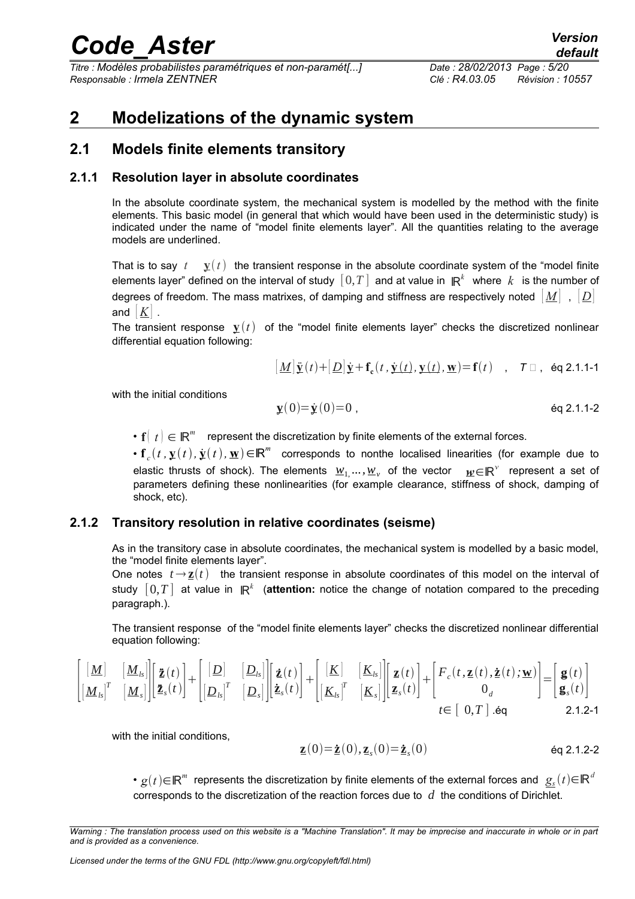## 2 Modelizations of the dynamic system

### 2.1 Models finite elements transitory

#### 2.1.1 Resolution layer in absolute coordinates

In the absolute coordinate system, the mechanical system is modelled by the method with the finite elements. This basic model (in general that which would have been used in the deterministic study) is indicated under the name of "model finite elements layer". All the quantities relating to the average models are underlined.

That is to say $t \quad \underline{\mathbf{y}}(t)$ the transient response in the absolute coordinate system of the "model finite elements layer" defined on the interval of study $[0,T]$ and at value in $\mathbb{R}^k$ where $k$ is the number of degrees of freedom. The mass matrixes, of damping and stiffness are respectively noted $[\underline{M}]$ , $[\underline{D}]$ and $[\underline{K}]$ .

The transient response $\underline{\mathbf{y}}(t)$ of the "model finite elements layer" checks the discretized nonlinear differential equation following:

$$[\underline{M}]\ddot{\underline{\mathbf{y}}}(t)+[\underline{D}]\dot{\underline{\mathbf{y}}}+\mathbf{f}_{\mathbf{c}}(t,\dot{\underline{\mathbf{y}}}(t),\underline{\mathbf{y}}(t),\underline{\mathbf{w}})=\mathbf{f}(t) \quad , \quad T \square \, , \quad \text{éq 2.1.1-1}$$

with the initial conditions

$$\underline{\mathbf{y}}(0)=\dot{\underline{\mathbf{y}}}(0)=0 \, , \quad \text{éq 2.1.1-2}$$

- $\mathbf{f}(t) \in \mathbb{R}^m$ represent the discretization by finite elements of the external forces.
- $\mathbf{f}_c(t,\underline{\mathbf{y}}(t),\dot{\underline{\mathbf{y}}}(t),\underline{\mathbf{w}})\in\mathbb{R}^m$ corresponds to nonthe localised linearities (for example due to elastic thrusts of shock). The elements $\underline{w}_1,\ldots,\underline{w}_\nu$ of the vector $\underline{\boldsymbol{w}}\in\mathbb{R}^\nu$ represent a set of parameters defining these nonlinearities (for example clearance, stiffness of shock, damping of shock, etc).

#### 2.1.2 Transitory resolution in relative coordinates (seisme)

As in the transitory case in absolute coordinates, the mechanical system is modelled by a basic model, the "model finite elements layer".

One notes $t \rightarrow \underline{\mathbf{z}}(t)$ the transient response in absolute coordinates of this model on the interval of study $[0,T]$ at value in $\mathbb{R}^k$ (**attention:** notice the change of notation compared to the preceding paragraph.).

The transient response of the "model finite elements layer" checks the discretized nonlinear differential equation following:

$$\begin{bmatrix} [\underline{M}] & [\underline{M}_{ls}] \\ [\underline{M}_{ls}]^T & [\underline{M}_s] \end{bmatrix} \begin{bmatrix} \ddot{\underline{\mathbf{z}}}(t) \\ \ddot{\underline{\mathbf{z}}}_s(t) \end{bmatrix} + \begin{bmatrix} [\underline{D}] & [\underline{D}_{ls}] \\ [\underline{D}_{ls}]^T & [\underline{D}_s] \end{bmatrix} \begin{bmatrix} \dot{\underline{\mathbf{z}}}(t) \\ \dot{\underline{\mathbf{z}}}_s(t) \end{bmatrix} + \begin{bmatrix} [\underline{K}] & [\underline{K}_{ls}] \\ [\underline{K}_{ls}]^T & [\underline{K}_s] \end{bmatrix} \begin{bmatrix} \underline{\mathbf{z}}(t) \\ \underline{\mathbf{z}}_s(t) \end{bmatrix} + \begin{bmatrix} F_c(t,\underline{\mathbf{z}}(t),\dot{\underline{\mathbf{z}}}(t);\underline{\mathbf{w}}) \\ 0_d \end{bmatrix} = \begin{bmatrix} \mathbf{g}(t) \\ \mathbf{g}_s(t) \end{bmatrix}$$

$$t\in[\,0,T\,] \, . \quad \text{éq 2.1.2-1}$$

with the initial conditions,

$$\underline{\mathbf{z}}(0)=\dot{\underline{\mathbf{z}}}(0), \underline{\mathbf{z}}_s(0)=\dot{\underline{\mathbf{z}}}_s(0) \quad \text{éq 2.1.2-2}$$

- $g(t)\in\mathbb{R}^m$ represents the discretization by finite elements of the external forces and $\underline{g}_s(t)\in\mathbb{R}^d$ corresponds to the discretization of the reaction forces due to $d$ the conditions of Dirichlet.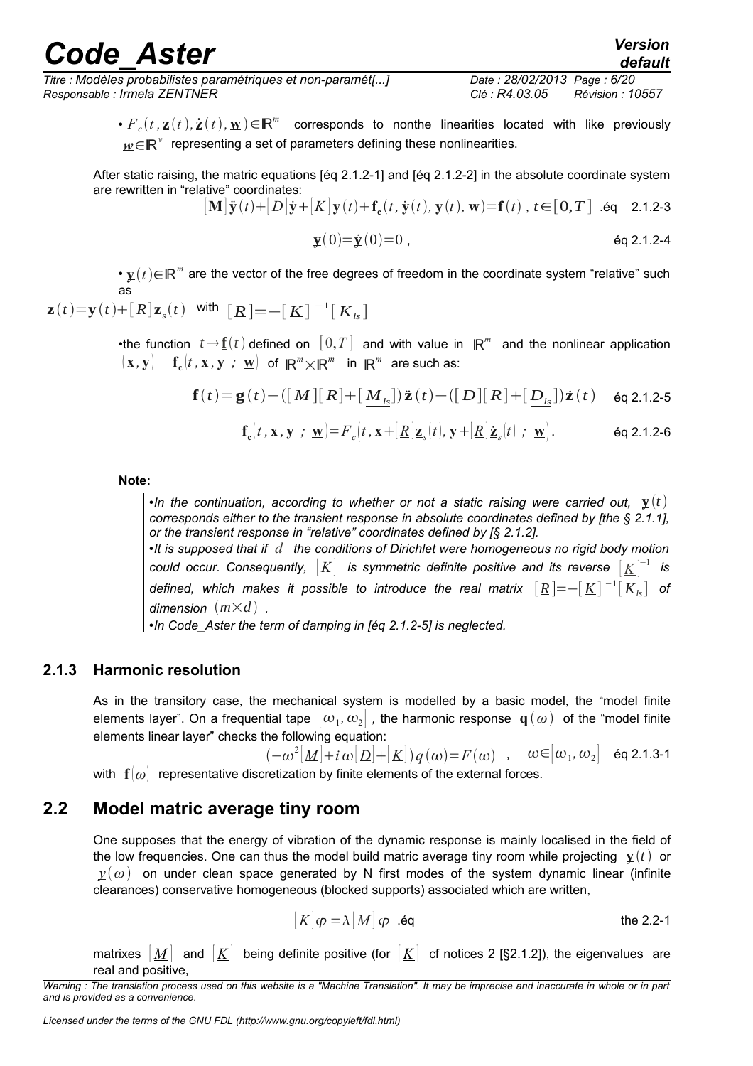- $F_c(t, \underline{\mathbf{z}}(t), \dot{\underline{\mathbf{z}}}(t), \underline{\mathbf{w}}) \in \mathbb{R}^m$ corresponds to nonthe linearities located with like previously $\underline{w} \in \mathbb{R}^v$ representing a set of parameters defining these nonlinearities.

After static raising, the matric equations [éq 2.1.2-1] and [éq 2.1.2-2] in the absolute coordinate system are rewritten in "relative" coordinates:

$$[\underline{\mathbf{M}}]\ddot{\underline{\mathbf{y}}}(t)+[\underline{D}]\dot{\underline{\mathbf{y}}}+[\underline{K}]\underline{\mathbf{y}(t)}+\mathbf{f_c}(t, \dot{\underline{\mathbf{y}}(t)}, \underline{\mathbf{y}(t)}, \underline{\mathbf{w}})=\mathbf{f}(t)\ ,\ t\in[0,T] \quad \text{.éq 2.1.2-3}$$

$$\underline{\mathbf{y}}(0)=\dot{\underline{\mathbf{y}}}(0)=0\ , \quad \text{éq 2.1.2-4}$$

- $\underline{\mathbf{y}}(t) \in \mathbb{R}^m$ are the vector of the free degrees of freedom in the coordinate system "relative" such as

$\underline{\mathbf{z}}(t)=\underline{\mathbf{y}}(t)+[\underline{R}]\underline{\mathbf{z}}_s(t)$ with $[\underline{R}]=-[\underline{K}]^{-1}[\underline{K_{ls}}]$

- the function $t \rightarrow \underline{\mathbf{f}}(t)$ defined on $[0,T]$ and with value in $\mathbb{R}^m$ and the nonlinear application $(\mathbf{x},\mathbf{y}) \quad \mathbf{f_c}(t,\mathbf{x},\mathbf{y}\ ;\ \underline{\mathbf{w}})$ of $\mathbb{R}^m \times \mathbb{R}^m$ in $\mathbb{R}^m$ are such as:

$$\mathbf{f}(t)=\mathbf{g}(t)-([\underline{M}][\underline{R}]+[\underline{M_{ls}}])\ddot{\underline{\mathbf{z}}}(t)-([\underline{D}][\underline{R}]+[\underline{D_{ls}}])\dot{\underline{\mathbf{z}}}(t) \quad \text{éq 2.1.2-5}$$

$$\mathbf{f_c}(t,\mathbf{x},\mathbf{y}\ ;\ \underline{\mathbf{w}})=F_c(t,\mathbf{x}+[\underline{R}]\underline{\mathbf{z}}_s(t),\mathbf{y}+[\underline{R}]\dot{\underline{\mathbf{z}}}_s(t)\ ;\ \underline{\mathbf{w}}). \quad \text{éq 2.1.2-6}$$

**Note:**

- *In the continuation, according to whether or not a static raising were carried out,* $\mathbf{y}(t)$ *corresponds either to the transient response in absolute coordinates defined by [the § 2.1.1], or the transient response in "relative" coordinates defined by [§ 2.1.2].*
- *It is supposed that if* $d$ *the conditions of Dirichlet were homogeneous no rigid body motion could occur. Consequently,* $[\underline{K}]$ *is symmetric definite positive and its reverse* $[\underline{K}]^{-1}$ *is defined, which makes it possible to introduce the real matrix* $[\underline{R}]=-[\underline{K}]^{-1}[\underline{K_{ls}}]$ *of dimension* $(m \times d)$ *.*
- *In Code_Aster the term of damping in [éq 2.1.2-5] is neglected.*

### 2.1.3 Harmonic resolution

As in the transitory case, the mechanical system is modelled by a basic model, the "model finite elements layer". On a frequential tape $[\omega_1, \omega_2]$, the harmonic response $\mathbf{q}(\omega)$ of the "model finite elements linear layer" checks the following equation:

$$(-\omega^2[\underline{M}]+i\,\omega[\underline{D}]+[\underline{K}])\,q(\omega)=F(\omega)\quad ,\quad \omega\in[\omega_1,\omega_2] \quad \text{éq 2.1.3-1}$$

with $\mathbf{f}(\omega)$ representative discretization by finite elements of the external forces.

## 2.2 Model matric average tiny room

One supposes that the energy of vibration of the dynamic response is mainly localised in the field of the low frequencies. One can thus the model build matric average tiny room while projecting $\underline{\mathbf{y}}(t)$ or $\underline{y}(\omega)$ on under clean space generated by N first modes of the system dynamic linear (infinite clearances) conservative homogeneous (blocked supports) associated which are written,

$$[\underline{K}]\underline{\varphi}=\lambda[\underline{M}]\varphi \quad \text{.éq the 2.2-1}$$

matrixes $[\underline{M}]$ and $[\underline{K}]$ being definite positive (for $[\underline{K}]$ cf notices 2 [§2.1.2]), the eigenvalues are real and positive,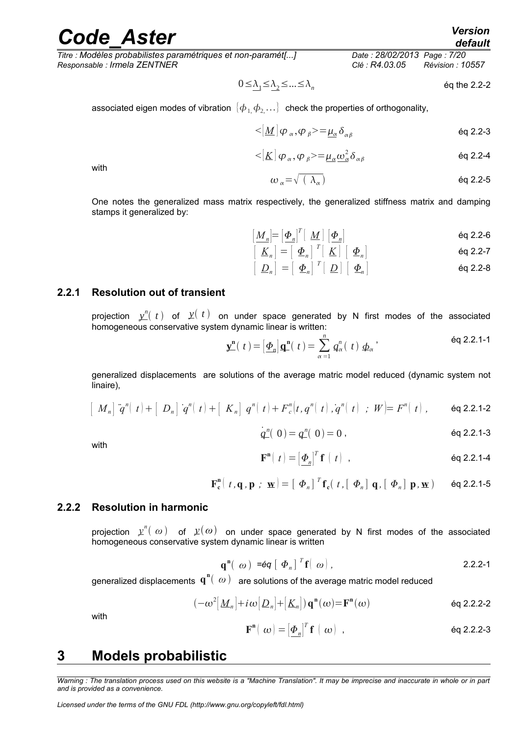$$0 \le \underline{\lambda_1} \le \underline{\lambda_2} \le \ldots \le \lambda_n \quad \text{éq the 2.2-2}$$

associated eigen modes of vibration $\{\phi_1, \phi_2, \ldots\}$ check the properties of orthogonality,

$$<[\underline{M}]\varphi_\alpha, \varphi_\beta> = \underline{\mu_\alpha}\,\delta_{\alpha\beta} \quad \text{éq 2.2-3}$$

$$<[\underline{K}]\varphi_\alpha, \varphi_\beta> = \underline{\mu_\alpha}\,\underline{\omega_\alpha^2}\,\delta_{\alpha\beta} \quad \text{éq 2.2-4}$$

with

$$\omega_\alpha = \sqrt{(\lambda_\alpha)} \quad \text{éq 2.2-5}$$

One notes the generalized mass matrix respectively, the generalized stiffness matrix and damping stamps it generalized by:

$$[\underline{M_n}] = [\underline{\Phi_n}]^T [\underline{M}] [\underline{\Phi_n}] \quad \text{éq 2.2-6}$$

$$[\underline{K_n}] = [\underline{\Phi_n}]^T [\underline{K}] [\underline{\Phi_n}] \quad \text{éq 2.2-7}$$

$$[\underline{D_n}] = [\underline{\Phi_n}]^T [\underline{D}] [\underline{\Phi_n}] \quad \text{éq 2.2-8}$$

### 2.2.1 Resolution out of transient

projection $\underline{y}^n(t)$ of $\underline{y}(t)$ on under space generated by N first modes of the associated homogeneous conservative system dynamic linear is written:

$$\underline{\mathbf{y}}^{\mathbf{n}}(t) = [\underline{\Phi_n}]\underline{\mathbf{q}}^{\mathbf{n}}(t) = \sum_{\alpha=1}^{n} \underline{q}_\alpha^n(t)\,\underline{\phi}_\alpha, \quad \text{éq 2.2.1-1}$$

generalized displacements are solutions of the average matric model reduced (dynamic system not linaire),

$$[M_n]\ddot{q}^n(t) + [D_n]\dot{q}^n(t) + [K_n]\,q^n(t) + F_c^n(t, q^n(t), \dot{q}^n(t)\;;\;W) = F^n(t), \quad \text{éq 2.2.1-2}$$

$$\dot{\underline{q}}^n(0) = \underline{q}^n(0) = 0, \quad \text{éq 2.2.1-3}$$

with

$$\mathbf{F}^{\mathbf{n}}(t) = [\underline{\Phi_n}]^T \mathbf{f}(t), \quad \text{éq 2.2.1-4}$$

$$\mathbf{F}_{\mathbf{c}}^{\mathbf{n}}(t, \mathbf{q}, \mathbf{p}\;;\;\underline{\mathbf{w}}) = [\Phi_n]^T \mathbf{f}_{\mathbf{c}}(t, [\Phi_n]\,\mathbf{q}, [\Phi_n]\,\mathbf{p}, \underline{\mathbf{w}}) \quad \text{éq 2.2.1-5}$$

### 2.2.2 Resolution in harmonic

projection $\underline{y}^n(\omega)$ of $\underline{y}(\omega)$ on under space generated by N first modes of the associated homogeneous conservative system dynamic linear is written

$$\mathbf{q}^{\mathbf{n}}(\omega) = \text{éq}\,[\Phi_n]^T \mathbf{f}(\omega), \quad 2.2.2\text{-}1$$

generalized displacements $\mathbf{q}^{\mathbf{n}}(\omega)$ are solutions of the average matric model reduced

$$(-\omega^2[\underline{M_n}] + i\omega[\underline{D_n}] + [\underline{K_n}])\,\mathbf{q}^{\mathbf{n}}(\omega) = \mathbf{F}^{\mathbf{n}}(\omega) \quad \text{éq 2.2.2-2}$$

with

$$\mathbf{F}^{\mathbf{n}}(\omega) = [\underline{\Phi_n}]^T \mathbf{f}(\omega), \quad \text{éq 2.2.2-3}$$

# 3 Models probabilistic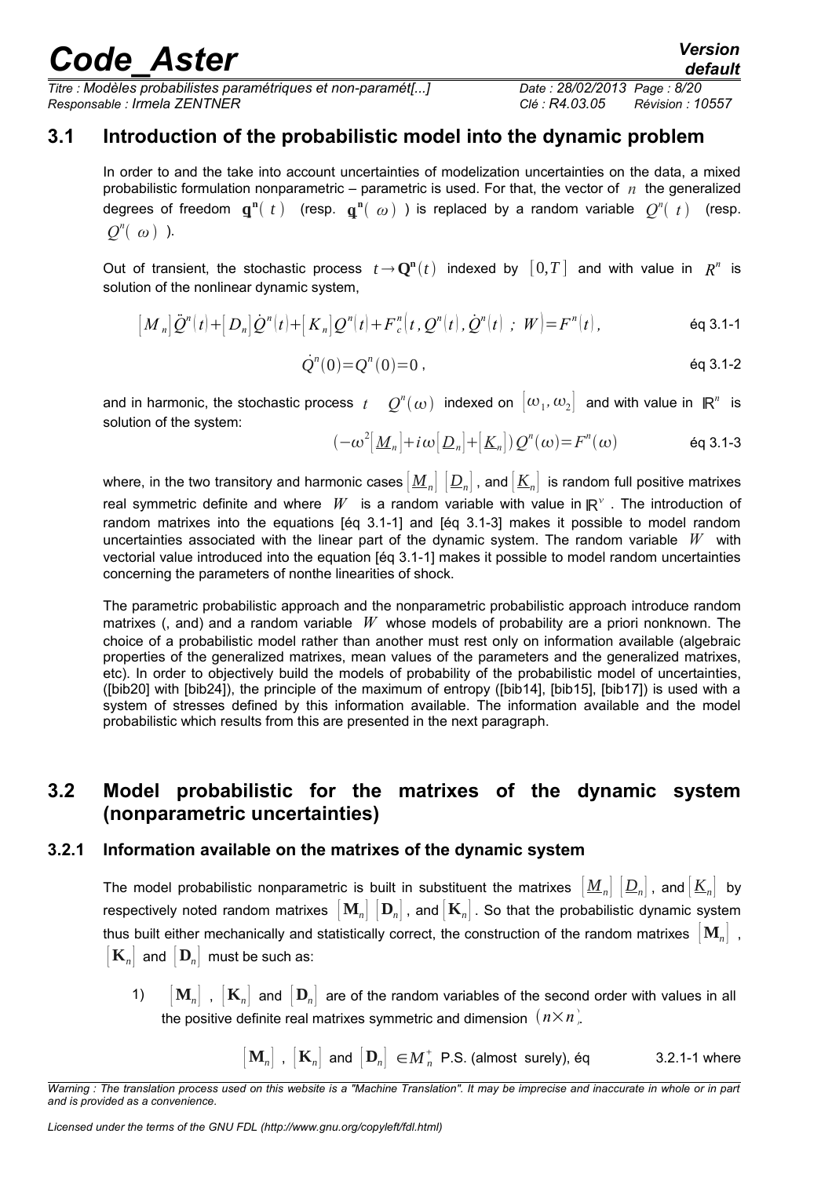## 3.1 Introduction of the probabilistic model into the dynamic problem

In order to and the take into account uncertainties of modelization uncertainties on the data, a mixed probabilistic formulation nonparametric – parametric is used. For that, the vector of $n$ the generalized degrees of freedom $\mathbf{q}^{\mathbf{n}}(t)$ (resp. $\mathbf{q}^{\mathbf{n}}(\omega)$ ) is replaced by a random variable $Q^n(t)$ (resp. $Q^n(\omega)$ ).

Out of transient, the stochastic process $t \rightarrow \mathbf{Q}^{\mathbf{n}}(t)$ indexed by $[0,T]$ and with value in $R^n$ is solution of the nonlinear dynamic system,

$$[M_n]\ddot{Q}^n(t)+[D_n]\dot{Q}^n(t)+[K_n]Q^n(t)+F_c^n(t, Q^n(t), \dot{Q}^n(t) \; ; \; W)=F^n(t), \qquad \text{éq 3.1-1}$$

$$\dot{Q}^n(0)=Q^n(0)=0, \qquad \text{éq 3.1-2}$$

and in harmonic, the stochastic process $t \quad Q^n(\omega)$ indexed on $[\omega_1, \omega_2]$ and with value in $\mathbb{R}^n$ is solution of the system:

$$(-\omega^2[\underline{M}_n]+i\omega[\underline{D}_n]+[\underline{K}_n])Q^n(\omega)=F^n(\omega) \qquad \text{éq 3.1-3}$$

where, in the two transitory and harmonic cases $[\underline{M}_n]$ $[\underline{D}_n]$, and $[\underline{K}_n]$ is random full positive matrixes real symmetric definite and where $W$ is a random variable with value in $\mathbb{R}^{\nu}$. The introduction of random matrixes into the equations [éq 3.1-1] and [éq 3.1-3] makes it possible to model random uncertainties associated with the linear part of the dynamic system. The random variable $W$ with vectorial value introduced into the equation [éq 3.1-1] makes it possible to model random uncertainties concerning the parameters of nonthe linearities of shock.

The parametric probabilistic approach and the nonparametric probabilistic approach introduce random matrixes (, and) and a random variable $W$ whose models of probability are a priori nonknown. The choice of a probabilistic model rather than another must rest only on information available (algebraic properties of the generalized matrixes, mean values of the parameters and the generalized matrixes, etc). In order to objectively build the models of probability of the probabilistic model of uncertainties, ([bib20] with [bib24]), the principle of the maximum of entropy ([bib14], [bib15], [bib17]) is used with a system of stresses defined by this information available. The information available and the model probabilistic which results from this are presented in the next paragraph.

## 3.2 Model probabilistic for the matrixes of the dynamic system (nonparametric uncertainties)

### 3.2.1 Information available on the matrixes of the dynamic system

The model probabilistic nonparametric is built in substituent the matrixes $[\underline{M}_n]$ $[\underline{D}_n]$, and $[\underline{K}_n]$ by respectively noted random matrixes $[\mathbf{M}_n]$ $[\mathbf{D}_n]$, and $[\mathbf{K}_n]$. So that the probabilistic dynamic system thus built either mechanically and statistically correct, the construction of the random matrixes $[\mathbf{M}_n]$, $[\mathbf{K}_n]$ and $[\mathbf{D}_n]$ must be such as:

1) $[\mathbf{M}_n]$, $[\mathbf{K}_n]$ and $[\mathbf{D}_n]$ are of the random variables of the second order with values in all the positive definite real matrixes symmetric and dimension $(n \times n)$.

$$[\mathbf{M}_n], \; [\mathbf{K}_n] \text{ and } [\mathbf{D}_n] \in M_n^+ \text{ P.S. (almost surely), éq} \qquad \text{3.2.1-1 where}$$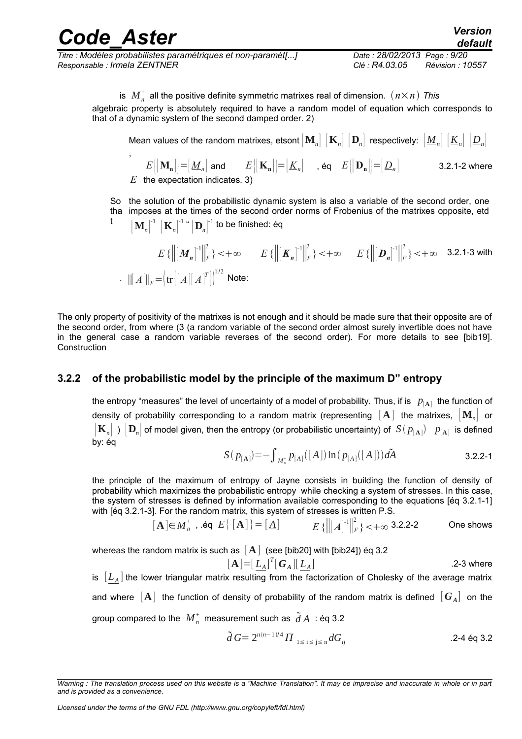is $M_n^+$ all the positive definite symmetric matrixes real of dimension. $(n \times n)$ *This* algebraic property is absolutely required to have a random model of equation which corresponds to that of a dynamic system of the second damped order. 2)

Mean values of the random matrixes, etsont $[\mathbf{M}_n]$ $[\mathbf{K}_n]$ $[\mathbf{D}_n]$ respectively: $[\underline{M}_n]$ $[\underline{K}_n]$ $[\underline{D}_n]$,

$$E\{[\mathbf{M}_\mathbf{n}]\}=[\underline{M}_n] \text{ and } \quad E\{[\mathbf{K}_\mathbf{n}]\}=[\underline{K}_n] \quad , \text{éq} \quad E\{[\mathbf{D}_\mathbf{n}]\}=[\underline{D}_n] \qquad \text{3.2.1-2 where}$$

$E$ the expectation indicates. 3)

So that the solution of the probabilistic dynamic system is also a variable of the second order, one imposes at the times of the second order norms of Frobenius of the matrixes opposite, etd $[\mathbf{M}_n]^{-1}$ $[\mathbf{K}_n]^{-1}$ " $[\mathbf{D}_n]^{-1}$ to be finished: éq

$$E\{\|[\boldsymbol{M}_n]^{-1}\|_F^2\}<+\infty \qquad E\{\|[\boldsymbol{K}_n]^{-1}\|_F^2\}<+\infty \qquad E\{\|[\boldsymbol{D}_n]^{-1}\|_F^2\}<+\infty \quad \text{3.2.1-3 with}$$

. $\|[A]\|_F = \left(\text{tr}\{[A][A]^T\}\right)^{1/2}$ Note:

The only property of positivity of the matrixes is not enough and it should be made sure that their opposite are of the second order, from where (3 (a random variable of the second order almost surely invertible does not have in the general case a random variable reverses of the second order). For more details to see [bib19]. Construction

### 3.2.2 of the probabilistic model by the principle of the maximum D" entropy

the entropy "measures" the level of uncertainty of a model of probability. Thus, if is $p_{[\mathbf{A}]}$ the function of density of probability corresponding to a random matrix (representing $[\mathbf{A}]$ the matrixes, $[\mathbf{M}_n]$ or $[\mathbf{K}_n]$ ) $[\mathbf{D}_n]$ of model given, then the entropy (or probabilistic uncertainty) of $S(p_{[\mathbf{A}]})$ $p_{[\mathbf{A}]}$ is defined by: éq

$$S(p_{[\mathbf{A}]}) = -\int_{M_n^+} p_{[A]}([A]) \ln(p_{[A]}([A])) \tilde{d}A \qquad \text{3.2.2-1}$$

the principle of the maximum of entropy of Jayne consists in building the function of density of probability which maximizes the probabilistic entropy while checking a system of stresses. In this case, the system of stresses is defined by information available corresponding to the equations [éq 3.2.1-1] with [éq 3.2.1-3]. For the random matrix, this system of stresses is written P.S.

$$[\mathbf{A}] \in M_n^+ \text{ , .éq } E\{[\mathbf{A}]\} = [\underline{A}] \qquad E\{\|[A]^{-1}\|_F^2\} < +\infty \text{ 3.2.2-2} \qquad \text{One shows}$$

whereas the random matrix is such as $[\mathbf{A}]$ (see [bib20] with [bib24]) éq 3.2

$$[\mathbf{A}] = [\underline{L_A}]^T [\boldsymbol{G_A}] [\underline{L_A}] \qquad \text{.2-3 where}$$

is $[\underline{L_A}]$ the lower triangular matrix resulting from the factorization of Cholesky of the average matrix and where $[\mathbf{A}]$ the function of density of probability of the random matrix is defined $[\boldsymbol{G_A}]$ on the group compared to the $M_n^+$ measurement such as $\tilde{d}A$ : éq 3.2

$$\tilde{d}G = 2^{n(n-1)/4} \Pi_{1 \le i \le j \le n} dG_{ij} \qquad \text{.2-4 éq 3.2}$$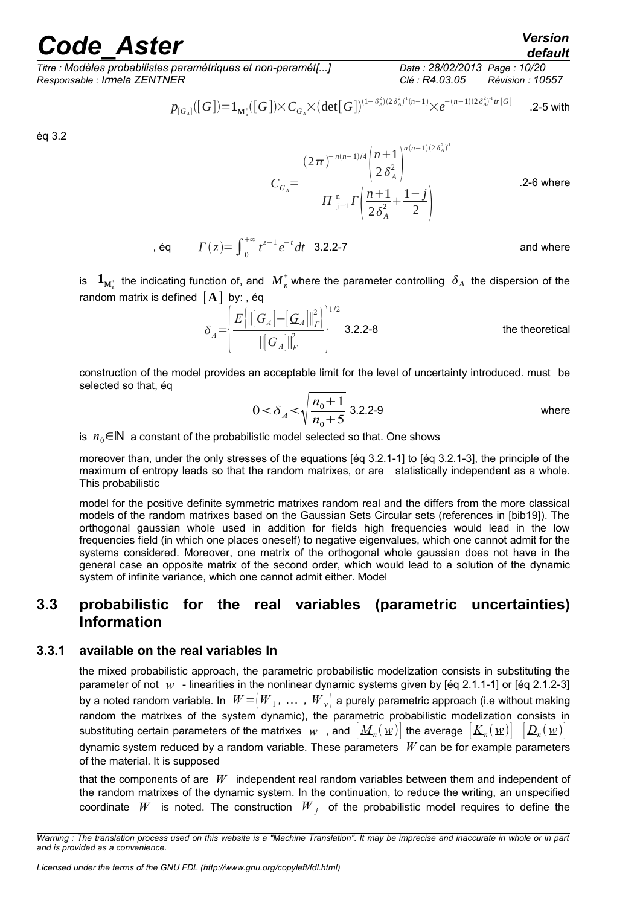$$p_{[G_A]}([G])=\mathbf{1}_{\mathbf{M}_n^+}([G])\times C_{G_A}\times(\det[G])^{(1-\delta_A^2)(2\delta_A^2)^{-1}(n+1)}\times e^{-(n+1)(2\delta_A^2)^{-1}tr[G]}$$ .2-5 with

éq 3.2

$$C_{G_A}=\frac{(2\pi)^{-n(n-1)/4}\left(\frac{n+1}{2\delta_A^2}\right)^{n(n+1)(2\delta_A^2)^{-1}}}{\Pi_{j=1}^{n}\Gamma\left(\frac{n+1}{2\delta_A^2}+\frac{1-j}{2}\right)}$$ .2-6 where

, éq $\Gamma(z)=\int_0^{+\infty}t^{z-1}e^{-t}dt$ 3.2.2-7 and where

is $\mathbf{1}_{\mathbf{M}_n^+}$ the indicating function of, and $M_n^+$ where the parameter controlling $\delta_A$ the dispersion of the random matrix is defined $[\mathbf{A}]$ by: , éq

$$\delta_A=\left(\frac{E\left[\|[G_A]-[\underline{G}_A]\|_F^2\right]}{\|[\underline{G}_A]\|_F^2}\right)^{1/2}$$ 3.2.2-8 the theoretical

construction of the model provides an acceptable limit for the level of uncertainty introduced. must be selected so that, éq

$$0<\delta_A<\sqrt{\frac{n_0+1}{n_0+5}}$$ 3.2.2-9 where

is $n_0\in\mathbb{N}$ a constant of the probabilistic model selected so that. One shows

moreover than, under the only stresses of the equations [éq 3.2.1-1] to [éq 3.2.1-3], the principle of the maximum of entropy leads so that the random matrixes, or are statistically independent as a whole. This probabilistic

model for the positive definite symmetric matrixes random real and the differs from the more classical models of the random matrixes based on the Gaussian Sets Circular sets (references in [bib19]). The orthogonal gaussian whole used in addition for fields high frequencies would lead in the low frequencies field (in which one places oneself) to negative eigenvalues, which one cannot admit for the systems considered. Moreover, one matrix of the orthogonal whole gaussian does not have in the general case an opposite matrix of the second order, which would lead to a solution of the dynamic system of infinite variance, which one cannot admit either. Model

## 3.3 probabilistic for the real variables (parametric uncertainties) Information

### 3.3.1 available on the real variables In

the mixed probabilistic approach, the parametric probabilistic modelization consists in substituting the parameter of not $\underline{w}$ - linearities in the nonlinear dynamic systems given by [éq 2.1.1-1] or [éq 2.1.2-3] by a noted random variable. In $W=(W_1,\ \dots\ ,\ W_\nu)$ a purely parametric approach (i.e without making random the matrixes of the system dynamic), the parametric probabilistic modelization consists in substituting certain parameters of the matrixes $\underline{w}$ , and $[\underline{M}_n(\underline{w})]$ the average $[\underline{K}_n(\underline{w})]$ $[\underline{D}_n(\underline{w})]$ dynamic system reduced by a random variable. These parameters $W$ can be for example parameters of the material. It is supposed

that the components of are $W$ independent real random variables between them and independent of the random matrixes of the dynamic system. In the continuation, to reduce the writing, an unspecified coordinate $W$ is noted. The construction $W_j$ of the probabilistic model requires to define the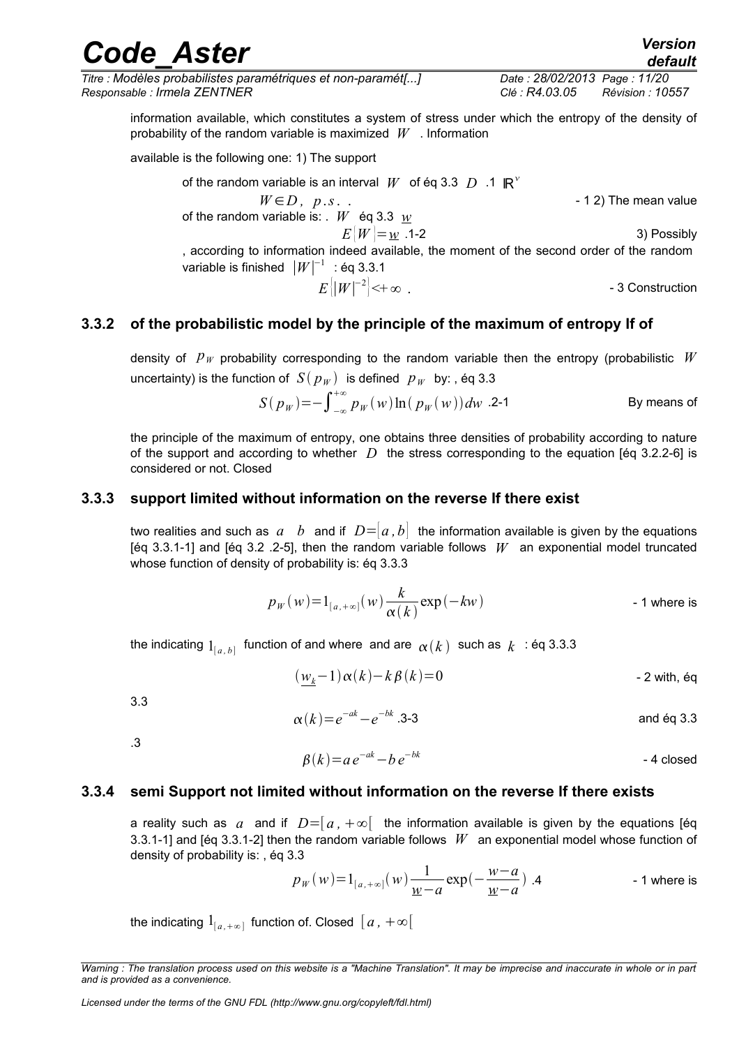information available, which constitutes a system of stress under which the entropy of the density of probability of the random variable is maximized $W$ . Information

available is the following one: 1) The support

of the random variable is an interval $W$ of éq 3.3 $D$ .1 $\mathbb{R}^{\nu}$

$$W \in D,\ p.s.\ .$$ - 1 2) The mean value

of the random variable is: . $W$ éq 3.3 $\underline{w}$

$$E[W] = \underline{w}$$ .1-2 3) Possibly

, according to information indeed available, the moment of the second order of the random variable is finished $|W|^{-1}$ : éq 3.3.1

$$E[|W|^{-2}] < +\infty$$ . - 3 Construction

### 3.3.2 of the probabilistic model by the principle of the maximum of entropy If of

density of $p_W$ probability corresponding to the random variable then the entropy (probabilistic $W$ uncertainty) is the function of $S(p_W)$ is defined $p_W$ by: , éq 3.3

$$S(p_W) = -\int_{-\infty}^{+\infty} p_W(w) \ln(p_W(w))\, dw$$ .2-1 By means of

the principle of the maximum of entropy, one obtains three densities of probability according to nature of the support and according to whether $D$ the stress corresponding to the equation [éq 3.2.2-6] is considered or not. Closed

### 3.3.3 support limited without information on the reverse If there exist

two realities and such as $a$ $b$ and if $D = [a, b]$ the information available is given by the equations [éq 3.3.1-1] and [éq 3.2 .2-5], then the random variable follows $W$ an exponential model truncated whose function of density of probability is: éq 3.3.3

$$p_W(w) = 1_{[a,+\infty]}(w) \frac{k}{\alpha(k)} \exp(-kw)$$ - 1 where is

the indicating $1_{[a,b]}$ function of and where and are $\alpha(k)$ such as $k$ : éq 3.3.3

$$(\underline{w}_k - 1)\alpha(k) - k\beta(k) = 0$$ - 2 with, éq

3.3

$$\alpha(k) = e^{-ak} - e^{-bk}$$ .3-3 and éq 3.3

.3

$$\beta(k) = a\, e^{-ak} - b\, e^{-bk}$$ - 4 closed

### 3.3.4 semi Support not limited without information on the reverse If there exists

a reality such as $a$ and if $D = [a, +\infty[$ the information available is given by the equations [éq 3.3.1-1] and [éq 3.3.1-2] then the random variable follows $W$ an exponential model whose function of density of probability is: , éq 3.3

$$p_W(w) = 1_{[a,+\infty]}(w) \frac{1}{\underline{w} - a} \exp\left(-\frac{w-a}{\underline{w} - a}\right)$$ .4 - 1 where is

the indicating $1_{[a,+\infty]}$ function of. Closed $[a, +\infty[$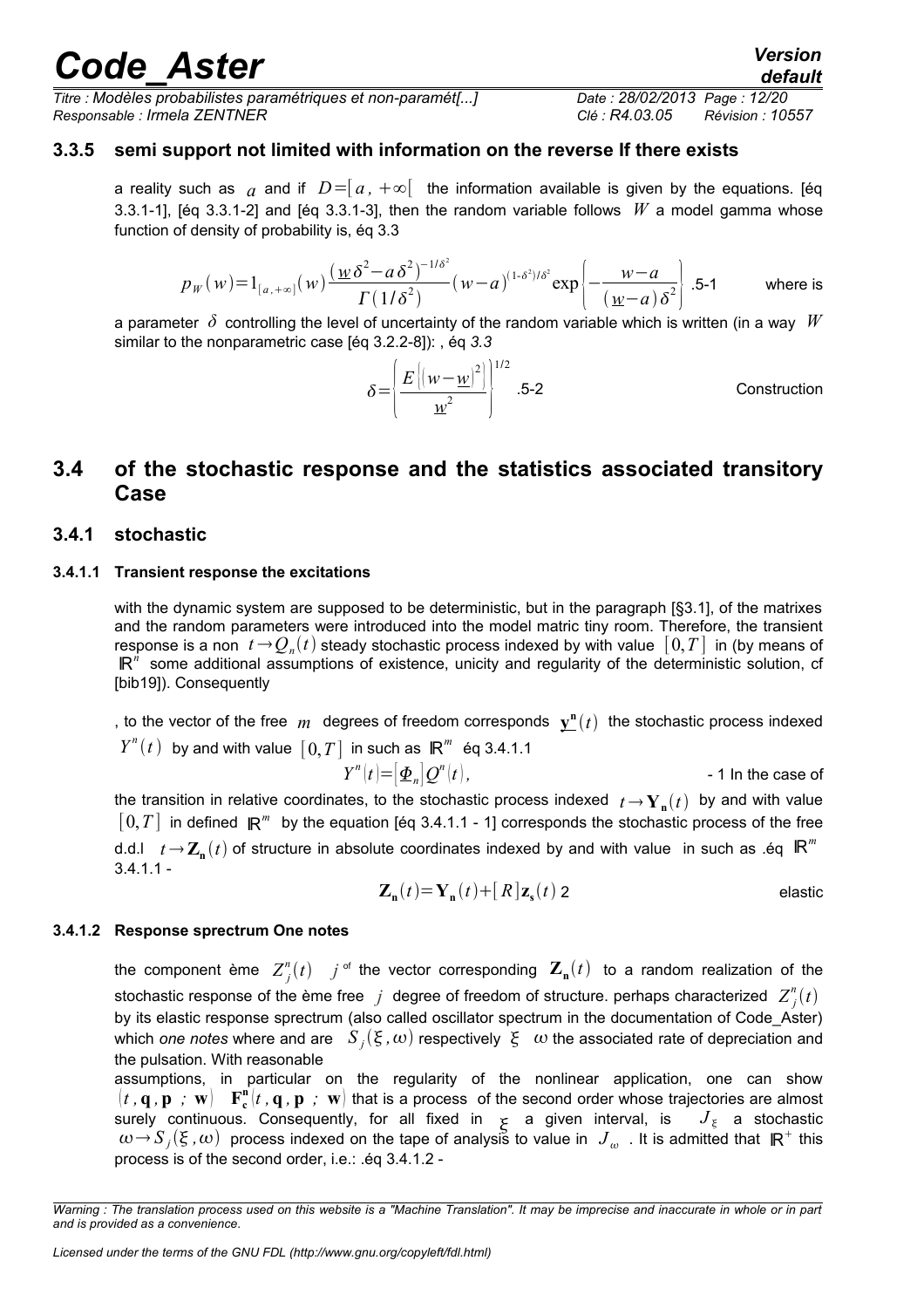### 3.3.5 semi support not limited with information on the reverse If there exists

a reality such as $a$ and if $D=[a,+\infty[$ the information available is given by the equations. [éq 3.3.1-1], [éq 3.3.1-2] and [éq 3.3.1-3], then the random variable follows $W$ a model gamma whose function of density of probability is, éq 3.3

$$p_W(w)=1_{[a,+\infty]}(w)\frac{(\underline{w}\,\delta^2-a\,\delta^2)^{-1/\delta^2}}{\Gamma(1/\delta^2)}(w-a)^{(1-\delta^2)/\delta^2}\exp\left\{-\frac{w-a}{(\underline{w}-a)\,\delta^2}\right\}$$ .5-1 where is

a parameter $\delta$ controlling the level of uncertainty of the random variable which is written (in a way $W$ similar to the nonparametric case [éq 3.2.2-8]): , éq *3.3*

$$\delta=\left\{\frac{E\{(w-\underline{w})^2\}}{\underline{w}^2}\right\}^{1/2}$$ .5-2 Construction

## 3.4 of the stochastic response and the statistics associated transitory Case

### 3.4.1 stochastic

#### 3.4.1.1 Transient response the excitations

with the dynamic system are supposed to be deterministic, but in the paragraph [§3.1], of the matrixes and the random parameters were introduced into the model matric tiny room. Therefore, the transient response is a non $t\rightarrow Q_n(t)$ steady stochastic process indexed by with value $[0,T]$ in (by means of $\mathbb{R}^n$ some additional assumptions of existence, unicity and regularity of the deterministic solution, cf [bib19]). Consequently

, to the vector of the free $m$ degrees of freedom corresponds $\underline{\mathbf{y}}^{\mathbf{n}}(t)$ the stochastic process indexed $Y^n(t)$ by and with value $[0,T]$ in such as $\mathbb{R}^m$ éq 3.4.1.1

$$Y^n(t)=[\Phi_n]Q^n(t),$$ - 1 In the case of

the transition in relative coordinates, to the stochastic process indexed $t\rightarrow\mathbf{Y_n}(t)$ by and with value $[0,T]$ in defined $\mathbb{R}^m$ by the equation [éq 3.4.1.1 - 1] corresponds the stochastic process of the free d.d.l $t\rightarrow\mathbf{Z_n}(t)$ of structure in absolute coordinates indexed by and with value in such as .éq $\mathbb{R}^m$ 3.4.1.1 -

$$\mathbf{Z_n}(t)=\mathbf{Y_n}(t)+[R]\mathbf{z_s}(t)$$ 2 elastic

#### 3.4.1.2 Response sprectrum One notes

the component ème $Z_j^n(t)$ $j$ of the vector corresponding $\mathbf{Z_n}(t)$ to a random realization of the stochastic response of the ème free $j$ degree of freedom of structure. perhaps characterized $Z_j^n(t)$ by its elastic response sprectrum (also called oscillator spectrum in the documentation of Code_Aster) which *one notes* where and are $S_j(\xi,\omega)$ respectively $\xi$ $\omega$ the associated rate of depreciation and the pulsation. With reasonable

assumptions, in particular on the regularity of the nonlinear application, one can show $(t,\mathbf{q},\mathbf{p}\ ;\ \mathbf{w})$ $\mathbf{F_c^n}(t,\mathbf{q},\mathbf{p}\ ;\ \mathbf{w})$ that is a process of the second order whose trajectories are almost surely continuous. Consequently, for all fixed in $\xi$ a given interval, is $J_\xi$ a stochastic $\omega\rightarrow S_j(\xi,\omega)$ process indexed on the tape of analysis to value in $J_\omega$ . It is admitted that $\mathbb{R}^+$ this process is of the second order, i.e.: .éq 3.4.1.2 -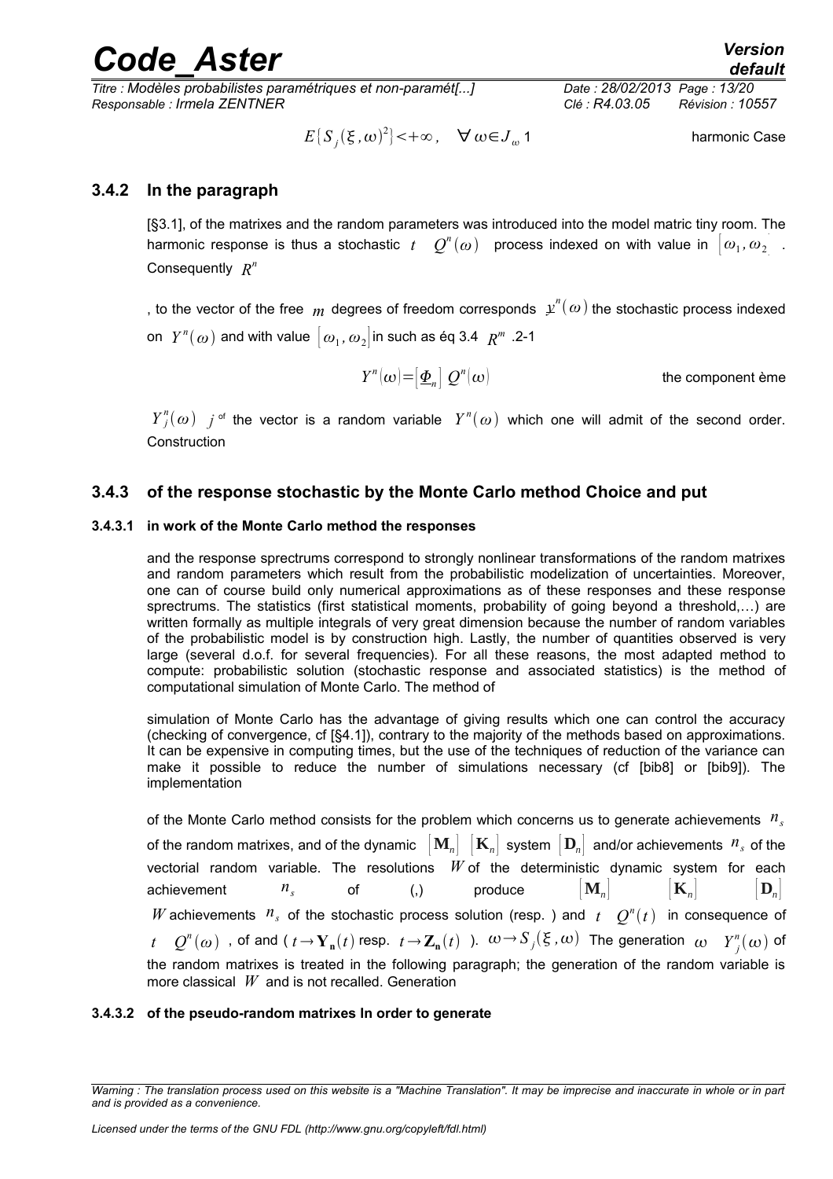$$E\{S_j(\xi,\omega)^2\}<+\infty,\quad \forall\,\omega\in J_\omega\,1$$ harmonic Case

### 3.4.2 In the paragraph

[§3.1], of the matrixes and the random parameters was introduced into the model matric tiny room. The harmonic response is thus a stochastic $t \quad Q^n(\omega)$ process indexed on with value in $[\omega_1,\omega_2]$. Consequently $R^n$

, to the vector of the free $m$ degrees of freedom corresponds $\underline{y}^n(\omega)$ the stochastic process indexed on $Y^n(\omega)$ and with value $[\omega_1,\omega_2]$ in such as éq 3.4 $R^m$ .2-1

$$Y^n(\omega)=[\underline{\Phi}_n]\;Q^n(\omega)$$ the component ème

$Y_j^n(\omega)$ $j$ of the vector is a random variable $Y^n(\omega)$ which one will admit of the second order. Construction

### 3.4.3 of the response stochastic by the Monte Carlo method Choice and put

#### 3.4.3.1 in work of the Monte Carlo method the responses

and the response sprectrums correspond to strongly nonlinear transformations of the random matrixes and random parameters which result from the probabilistic modelization of uncertainties. Moreover, one can of course build only numerical approximations as of these responses and these response sprectrums. The statistics (first statistical moments, probability of going beyond a threshold,…) are written formally as multiple integrals of very great dimension because the number of random variables of the probabilistic model is by construction high. Lastly, the number of quantities observed is very large (several d.o.f. for several frequencies). For all these reasons, the most adapted method to compute: probabilistic solution (stochastic response and associated statistics) is the method of computational simulation of Monte Carlo. The method of

simulation of Monte Carlo has the advantage of giving results which one can control the accuracy (checking of convergence, cf [§4.1]), contrary to the majority of the methods based on approximations. It can be expensive in computing times, but the use of the techniques of reduction of the variance can make it possible to reduce the number of simulations necessary (cf [bib8] or [bib9]). The implementation

of the Monte Carlo method consists for the problem which concerns us to generate achievements $n_s$ of the random matrixes, and of the dynamic $[\mathbf{M}_n]$ $[\mathbf{K}_n]$ system $[\mathbf{D}_n]$ and/or achievements $n_s$ of the vectorial random variable. The resolutions $W$ of the deterministic dynamic system for each achievement $n_s$ of (,) produce $[\mathbf{M}_n]$ $[\mathbf{K}_n]$ $[\mathbf{D}_n]$ $W$ achievements $n_s$ of the stochastic process solution (resp. ) and $t \quad Q^n(t)$ in consequence of $t \quad Q^n(\omega)$ , of and ( $t\rightarrow\mathbf{Y_n}(t)$ resp. $t\rightarrow\mathbf{Z_n}(t)$ ). $\omega\rightarrow S_j(\xi,\omega)$ The generation $\omega \quad Y_j^n(\omega)$ of the random matrixes is treated in the following paragraph; the generation of the random variable is more classical $W$ and is not recalled. Generation

#### 3.4.3.2 of the pseudo-random matrixes In order to generate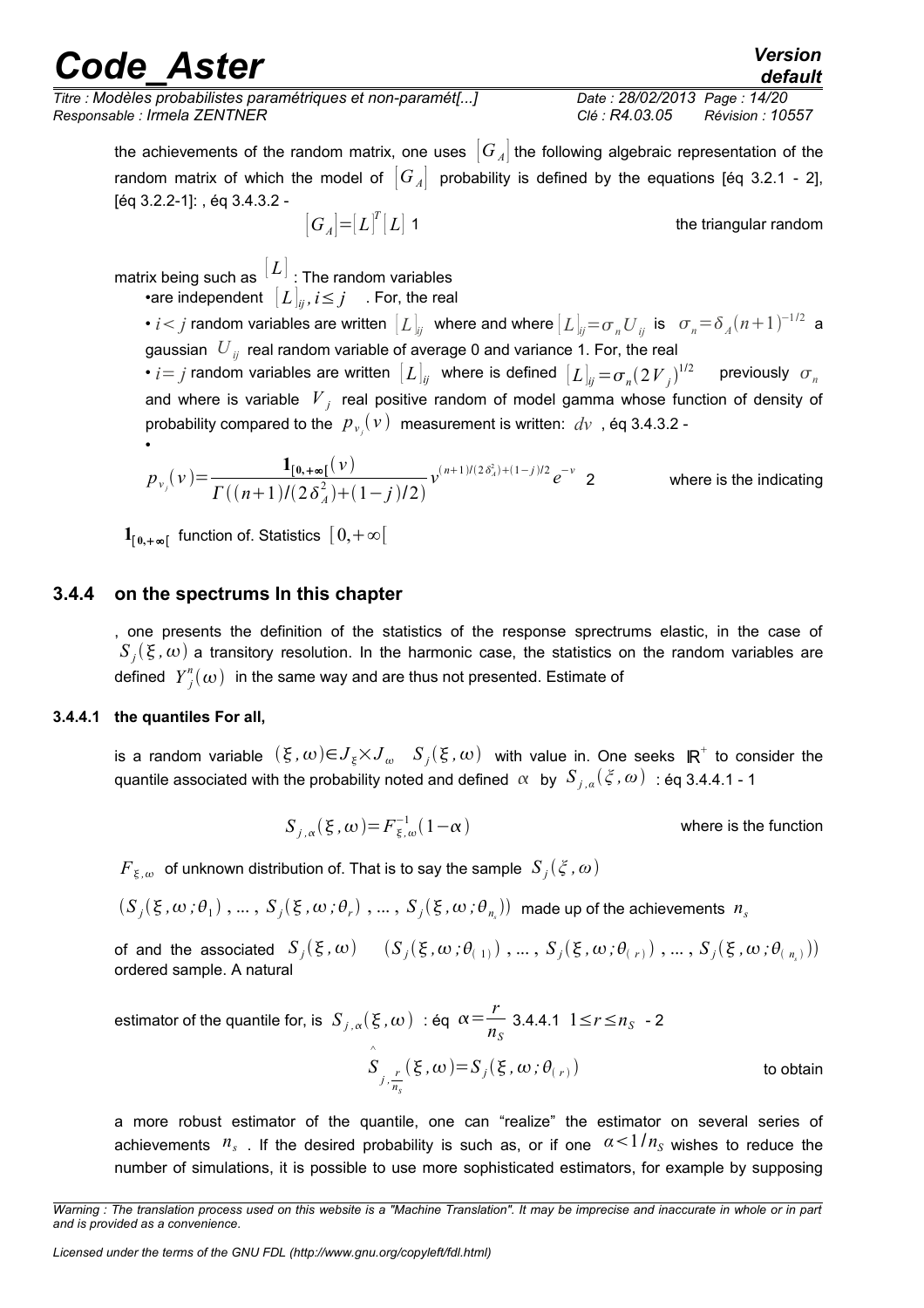the achievements of the random matrix, one uses $[G_A]$ the following algebraic representation of the random matrix of which the model of $[G_A]$ probability is defined by the equations [éq 3.2.1 - 2], [éq 3.2.2-1]: , éq 3.4.3.2 -

$$[G_A]=[L]^T[L] \quad 1$$

the triangular random matrix being such as $[L]$ : The random variables

- are independent $[L]_{ij}, i\leq j$ . For, the real
- $i<j$ random variables are written $[L]_{ij}$ where and where $[L]_{ij}=\sigma_n U_{ij}$ is $\sigma_n=\delta_A(n+1)^{-1/2}$ a gaussian $U_{ij}$ real random variable of average 0 and variance 1. For, the real
- $i=j$ random variables are written $[L]_{ij}$ where is defined $[L]_{ij}=\sigma_n(2V_j)^{1/2}$ previously $\sigma_n$ and where is variable $V_j$ real positive random of model gamma whose function of density of probability compared to the $p_{v_j}(v)$ measurement is written: $dv$ , éq 3.4.3.2 -
-

$$p_{v_j}(v)=\frac{\mathbf{1}_{[0,+\infty[}(v)}{\Gamma((n+1)/(2\delta_A^2)+(1-j)/2)}v^{(n+1)/(2\delta_A^2)+(1-j)/2}e^{-v} \quad 2$$

where is the indicating $\mathbf{1}_{[0,+\infty[}$ function of. Statistics $[0,+\infty[$

### 3.4.4 on the spectrums In this chapter

, one presents the definition of the statistics of the response sprectrums elastic, in the case of $S_j(\xi,\omega)$ a transitory resolution. In the harmonic case, the statistics on the random variables are defined $Y_j^n(\omega)$ in the same way and are thus not presented. Estimate of

#### 3.4.4.1 the quantiles For all,

is a random variable $(\xi,\omega)\in J_\xi\times J_\omega$ $S_j(\xi,\omega)$ with value in. One seeks $\mathbb{R}^+$ to consider the quantile associated with the probability noted and defined $\alpha$ by $S_{j,\alpha}(\xi,\omega)$ : éq 3.4.4.1 - 1

$$S_{j,\alpha}(\xi,\omega)=F_{\xi,\omega}^{-1}(1-\alpha)$$

where is the function $F_{\xi,\omega}$ of unknown distribution of. That is to say the sample $S_j(\xi,\omega)$

$(S_j(\xi,\omega;\theta_1),\ldots,S_j(\xi,\omega;\theta_r),\ldots,S_j(\xi,\omega;\theta_{n_s}))$ made up of the achievements $n_s$

of and the associated $S_j(\xi,\omega)$ $(S_j(\xi,\omega;\theta_{(1)}),\ldots,S_j(\xi,\omega;\theta_{(r)}),\ldots,S_j(\xi,\omega;\theta_{(n_s)}))$ ordered sample. A natural

estimator of the quantile for, is $S_{j,\alpha}(\xi,\omega)$ : éq $\alpha=\frac{r}{n_S}$ 3.4.4.1 $1\leq r\leq n_S$ - 2

$$\hat{S}_{j,\frac{r}{n_s}}(\xi,\omega)=S_j(\xi,\omega;\theta_{(r)})$$

to obtain a more robust estimator of the quantile, one can "realize" the estimator on several series of achievements $n_s$ . If the desired probability is such as, or if one $\alpha<1/n_S$ wishes to reduce the number of simulations, it is possible to use more sophisticated estimators, for example by supposing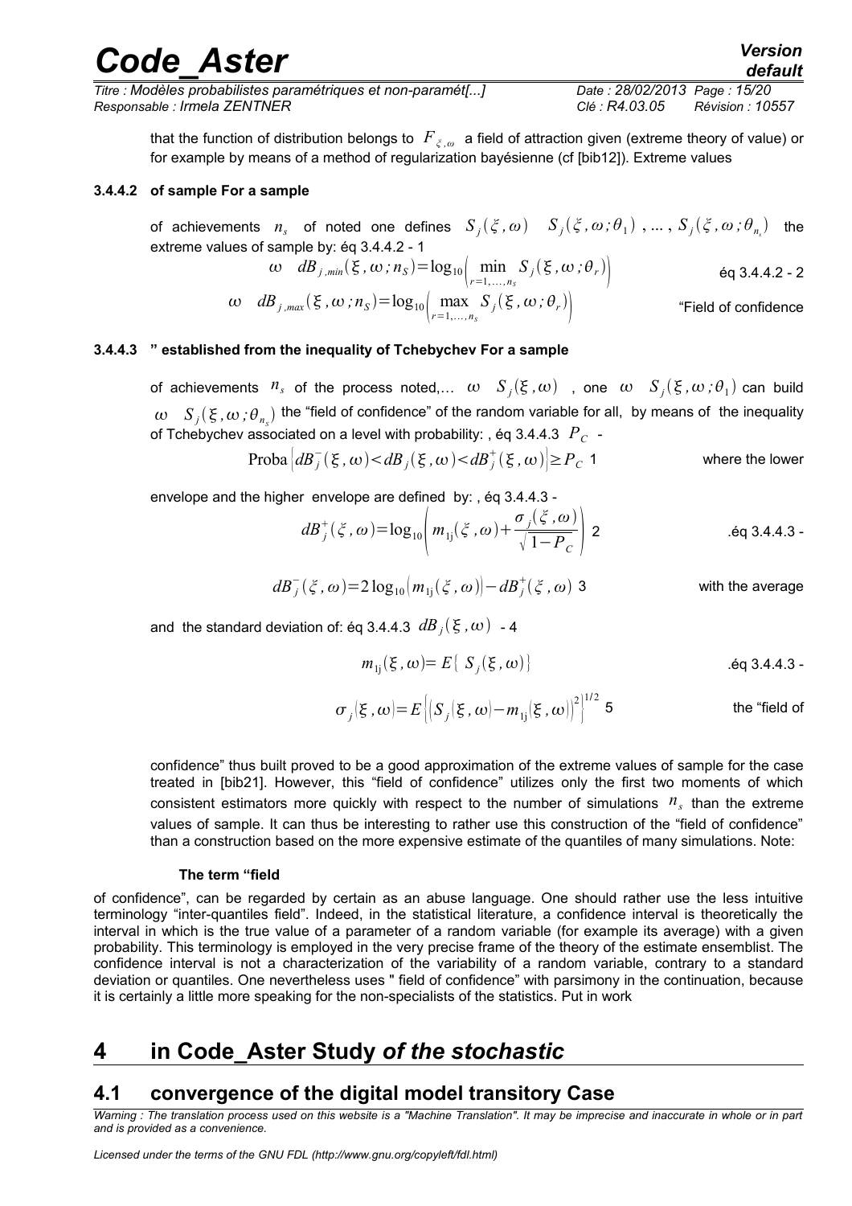that the function of distribution belongs to $F_{\xi,\omega}$ a field of attraction given (extreme theory of value) or for example by means of a method of regularization bayésienne (cf [bib12]). Extreme values

#### 3.4.4.2 of sample For a sample

of achievements $n_s$ of noted one defines $S_j(\xi,\omega)$ $S_j(\xi,\omega;\theta_1)$ , ... , $S_j(\xi,\omega;\theta_{n_s})$ the extreme values of sample by: éq 3.4.4.2 - 1

$$\omega \quad dB_{j,min}(\xi,\omega;n_S)=\log_{10}\left(\min_{r=1,\dots,n_s} S_j(\xi,\omega;\theta_r)\right) \qquad \text{éq 3.4.4.2 - 2}$$

$$\omega \quad dB_{j,max}(\xi,\omega;n_S)=\log_{10}\left(\max_{r=1,\dots,n_s} S_j(\xi,\omega;\theta_r)\right)$$

"Field of confidence

#### 3.4.4.3 " established from the inequality of Tchebychev For a sample

of achievements $n_s$ of the process noted,... $\omega$ $S_j(\xi,\omega)$ , one $\omega$ $S_j(\xi,\omega;\theta_1)$ can build $\omega$ $S_j(\xi,\omega;\theta_{n_s})$ the "field of confidence" of the random variable for all, by means of the inequality of Tchebychev associated on a level with probability: , éq 3.4.4.3 $P_C$ -

$$\text{Proba}\left[dB_j^-(\xi,\omega)<dB_j(\xi,\omega)<dB_j^+(\xi,\omega)\right]\geq P_C \; 1$$

where the lower

envelope and the higher envelope are defined by: , éq 3.4.4.3 -

$$dB_j^+(\xi,\omega)=\log_{10}\left(m_{1j}(\xi,\omega)+\frac{\sigma_j(\xi,\omega)}{\sqrt{1-P_C}}\right) \; 2 \qquad \text{.éq 3.4.4.3 -}$$

$$dB_j^-(\xi,\omega)=2\log_{10}\left(m_{1j}(\xi,\omega)\right)-dB_j^+(\xi,\omega) \; 3$$

with the average

and the standard deviation of: éq 3.4.4.3 $dB_j(\xi,\omega)$ - 4

$$m_{1j}(\xi,\omega)=E\{\, S_j(\xi,\omega)\} \qquad \text{.éq 3.4.4.3 -}$$

$$\sigma_j(\xi,\omega)=E\left\{\left(S_j(\xi,\omega)-m_{1j}(\xi,\omega)\right)^2\right\}^{1/2} \; 5$$

the "field of

confidence" thus built proved to be a good approximation of the extreme values of sample for the case treated in [bib21]. However, this "field of confidence" utilizes only the first two moments of which consistent estimators more quickly with respect to the number of simulations $n_s$ than the extreme values of sample. It can thus be interesting to rather use this construction of the "field of confidence" than a construction based on the more expensive estimate of the quantiles of many simulations. Note:

**The term "field**

of confidence", can be regarded by certain as an abuse language. One should rather use the less intuitive terminology "inter-quantiles field". Indeed, in the statistical literature, a confidence interval is theoretically the interval in which is the true value of a parameter of a random variable (for example its average) with a given probability. This terminology is employed in the very precise frame of the theory of the estimate ensemblist. The confidence interval is not a characterization of the variability of a random variable, contrary to a standard deviation or quantiles. One nevertheless uses " field of confidence" with parsimony in the continuation, because it is certainly a little more speaking for the non-specialists of the statistics. Put in work

# 4 in Code_Aster Study *of the stochastic*

## 4.1 convergence of the digital model transitory Case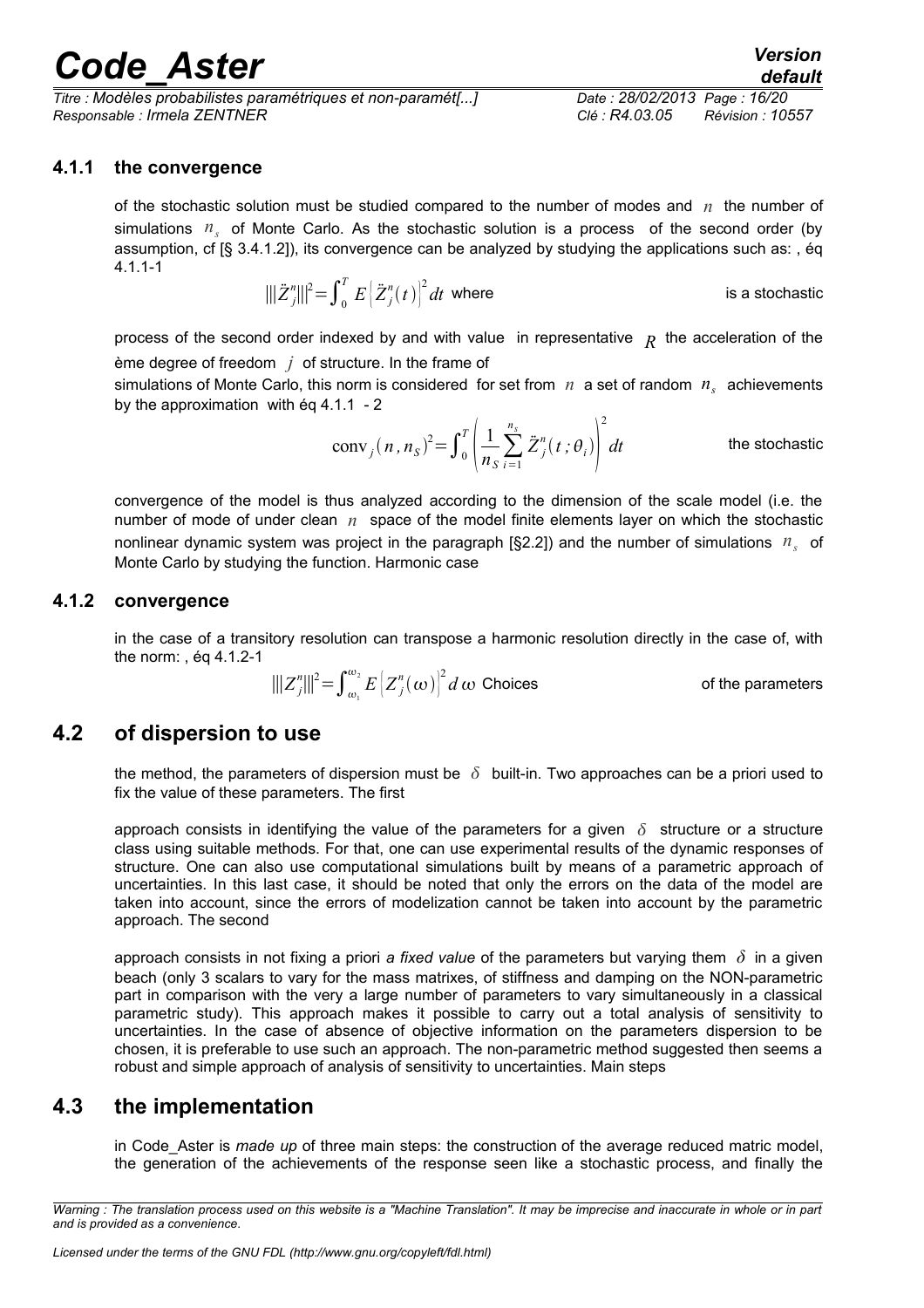### 4.1.1 the convergence

of the stochastic solution must be studied compared to the number of modes and $n$ the number of simulations $n_s$ of Monte Carlo. As the stochastic solution is a process of the second order (by assumption, cf [§ 3.4.1.2]), its convergence can be analyzed by studying the applications such as: , éq 4.1.1-1

$$|||\ddot{Z}_j^n|||^2 = \int_0^T E\left[\ddot{Z}_j^n(t)\right]^2 dt \text{ where}$$

is a stochastic process of the second order indexed by and with value in representative $R$ the acceleration of the ème degree of freedom $j$ of structure. In the frame of simulations of Monte Carlo, this norm is considered for set from $n$ a set of random $n_s$ achievements by the approximation with éq 4.1.1 - 2

$$\text{conv}_j(n, n_S)^2 = \int_0^T \left( \frac{1}{n_S} \sum_{i=1}^{n_s} \ddot{Z}_j^n(t; \theta_i) \right)^2 dt$$

the stochastic convergence of the model is thus analyzed according to the dimension of the scale model (i.e. the number of mode of under clean $n$ space of the model finite elements layer on which the stochastic nonlinear dynamic system was project in the paragraph [§2.2]) and the number of simulations $n_s$ of Monte Carlo by studying the function. Harmonic case

### 4.1.2 convergence

in the case of a transitory resolution can transpose a harmonic resolution directly in the case of, with the norm: , éq 4.1.2-1

$$|||Z_j^n|||^2 = \int_{\omega_1}^{\omega_2} E\left[Z_j^n(\omega)\right]^2 d\omega \text{ Choices}$$

of the parameters

## 4.2 of dispersion to use

the method, the parameters of dispersion must be $\delta$ built-in. Two approaches can be a priori used to fix the value of these parameters. The first

approach consists in identifying the value of the parameters for a given $\delta$ structure or a structure class using suitable methods. For that, one can use experimental results of the dynamic responses of structure. One can also use computational simulations built by means of a parametric approach of uncertainties. In this last case, it should be noted that only the errors on the data of the model are taken into account, since the errors of modelization cannot be taken into account by the parametric approach. The second

approach consists in not fixing a priori *a fixed value* of the parameters but varying them $\delta$ in a given beach (only 3 scalars to vary for the mass matrixes, of stiffness and damping on the NON-parametric part in comparison with the very a large number of parameters to vary simultaneously in a classical parametric study). This approach makes it possible to carry out a total analysis of sensitivity to uncertainties. In the case of absence of objective information on the parameters dispersion to be chosen, it is preferable to use such an approach. The non-parametric method suggested then seems a robust and simple approach of analysis of sensitivity to uncertainties. Main steps

## 4.3 the implementation

in Code_Aster is *made up* of three main steps: the construction of the average reduced matric model, the generation of the achievements of the response seen like a stochastic process, and finally the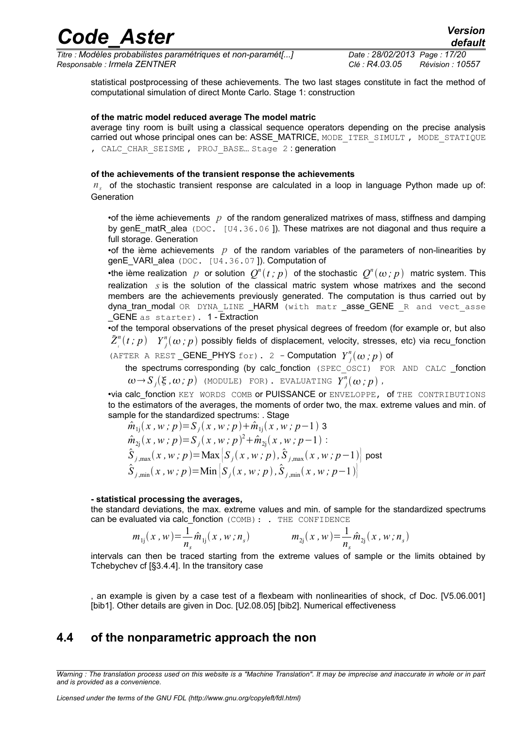statistical postprocessing of these achievements. The two last stages constitute in fact the method of computational simulation of direct Monte Carlo. Stage 1: construction

**of the matric model reduced average The model matric**
average tiny room is built using a classical sequence operators depending on the precise analysis carried out whose principal ones can be: ASSE_MATRICE, MODE_ITER_SIMULT , MODE_STATIQUE , CALC_CHAR_SEISME , PROJ_BASE… Stage 2 : generation

**of the achievements of the transient response the achievements**
$n_s$ of the stochastic transient response are calculated in a loop in language Python made up of: Generation

- of the ième achievements $p$ of the random generalized matrixes of mass, stiffness and damping by genE_matR_alea (DOC. [U4.36.06 ]). These matrixes are not diagonal and thus require a full storage. Generation
- of the ième achievements $p$ of the random variables of the parameters of non-linearities by genE_VARI_alea (DOC. [U4.36.07 ]). Computation of
- the ième realization $p$ or solution $Q^n(t\,;p)$ of the stochastic $Q^n(\omega\,;p)$ matric system. This realization $s$ is the solution of the classical matric system whose matrixes and the second members are the achievements previously generated. The computation is thus carried out by dyna_tran_modal OR DYNA_LINE _HARM (with matr _asse_GENE _R and vect_asse _GENE as starter). 1 - Extraction
- of the temporal observations of the preset physical degrees of freedom (for example or, but also $\ddot{Z}^n_i(t\,;p)$ $Y^n_j(\omega\,;p)$ possibly fields of displacement, velocity, stresses, etc) via recu_fonction (AFTER A REST _GENE_PHYS for). 2 - Computation $Y^n_j(\omega\,;p)$ of

  the spectrums corresponding (by calc_fonction (SPEC_OSCI) FOR AND CALC _fonction $\omega \rightarrow S_j(\xi,\omega\,;p)$ (MODULE) FOR). EVALUATING $Y^n_j(\omega\,;p)$,
- via calc_fonction KEY WORDS COMB or PUISSANCE or ENVELOPPE, of THE CONTRIBUTIONS to the estimators of the averages, the moments of order two, the max. extreme values and min. of sample for the standardized spectrums: . Stage

$$\hat{m}_{1j}(x,w\,;p)=S_j(x,w\,;p)+\hat{m}_{1j}(x,w\,;p-1)$$ 3
$$\hat{m}_{2j}(x,w\,;p)=S_j(x,w\,;p)^2+\hat{m}_{2j}(x,w\,;p-1)$$ :
$$\hat{S}_{j,\max}(x,w\,;p)=\mathrm{Max}\left|S_j(x,w\,;p),\hat{S}_{j,\max}(x,w\,;p-1)\right|$$ post
$$\hat{S}_{j,\min}(x,w\,;p)=\mathrm{Min}\left|S_j(x,w\,;p),\hat{S}_{j,\min}(x,w\,;p-1)\right|$$

**- statistical processing the averages,**
the standard deviations, the max. extreme values and min. of sample for the standardized spectrums can be evaluated via calc_fonction (COMB): . THE CONFIDENCE

$$m_{1j}(x,w)=\frac{1}{n_s}\hat{m}_{1j}(x,w\,;n_s) \qquad m_{2j}(x,w)=\frac{1}{n_s}\hat{m}_{2j}(x,w\,;n_s)$$

intervals can then be traced starting from the extreme values of sample or the limits obtained by Tchebychev cf [§3.4.4]. In the transitory case

, an example is given by a case test of a flexbeam with nonlinearities of shock, cf Doc. [V5.06.001] [bib1]. Other details are given in Doc. [U2.08.05] [bib2]. Numerical effectiveness

## 4.4 of the nonparametric approach the non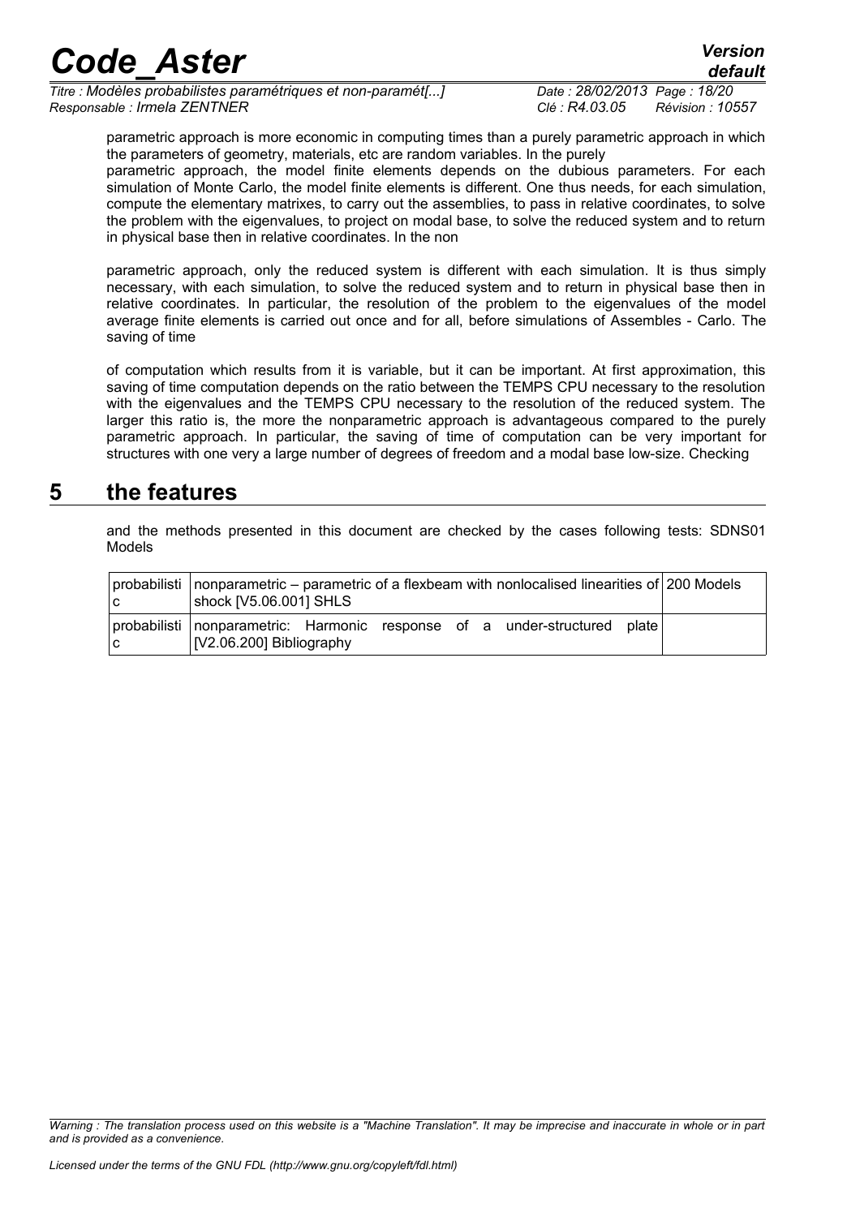parametric approach is more economic in computing times than a purely parametric approach in which the parameters of geometry, materials, etc are random variables. In the purely parametric approach, the model finite elements depends on the dubious parameters. For each simulation of Monte Carlo, the model finite elements is different. One thus needs, for each simulation, compute the elementary matrixes, to carry out the assemblies, to pass in relative coordinates, to solve the problem with the eigenvalues, to project on modal base, to solve the reduced system and to return in physical base then in relative coordinates. In the non

parametric approach, only the reduced system is different with each simulation. It is thus simply necessary, with each simulation, to solve the reduced system and to return in physical base then in relative coordinates. In particular, the resolution of the problem to the eigenvalues of the model average finite elements is carried out once and for all, before simulations of Assembles - Carlo. The saving of time

of computation which results from it is variable, but it can be important. At first approximation, this saving of time computation depends on the ratio between the TEMPS CPU necessary to the resolution with the eigenvalues and the TEMPS CPU necessary to the resolution of the reduced system. The larger this ratio is, the more the nonparametric approach is advantageous compared to the purely parametric approach. In particular, the saving of time of computation can be very important for structures with one very a large number of degrees of freedom and a modal base low-size. Checking

# 5 the features

and the methods presented in this document are checked by the cases following tests: SDNS01 Models

| | | |
|---|---|---|
| probabilistic | nonparametric – parametric of a flexbeam with nonlocalised linearities of shock [V5.06.001] SHLS | 200 Models |
| probabilistic | nonparametric: Harmonic response of a under-structured plate [V2.06.200] Bibliography | |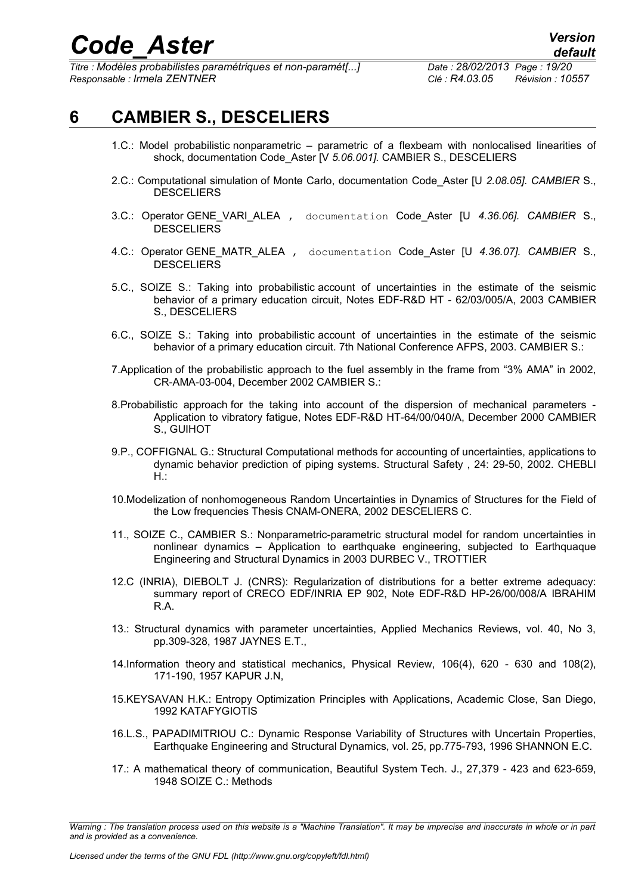# 6 CAMBIER S., DESCELIERS

1.C.: Model probabilistic nonparametric – parametric of a flexbeam with nonlocalised linearities of shock, documentation Code_Aster [V *5.06.001]*. CAMBIER S., DESCELIERS

2.C.: Computational simulation of Monte Carlo, documentation Code_Aster [U *2.08.05]. CAMBIER* S., DESCELIERS

3.C.: Operator GENE_VARI_ALEA , documentation Code_Aster [U *4.36.06]. CAMBIER* S., DESCELIERS

4.C.: Operator GENE_MATR_ALEA , documentation Code_Aster [U *4.36.07]. CAMBIER* S., DESCELIERS

5.C., SOIZE S.: Taking into probabilistic account of uncertainties in the estimate of the seismic behavior of a primary education circuit, Notes EDF-R&D HT - 62/03/005/A, 2003 CAMBIER S., DESCELIERS

6.C., SOIZE S.: Taking into probabilistic account of uncertainties in the estimate of the seismic behavior of a primary education circuit. 7th National Conference AFPS, 2003. CAMBIER S.:

7.Application of the probabilistic approach to the fuel assembly in the frame from "3% AMA" in 2002, CR-AMA-03-004, December 2002 CAMBIER S.:

8.Probabilistic approach for the taking into account of the dispersion of mechanical parameters - Application to vibratory fatigue, Notes EDF-R&D HT-64/00/040/A, December 2000 CAMBIER S., GUIHOT

9.P., COFFIGNAL G.: Structural Computational methods for accounting of uncertainties, applications to dynamic behavior prediction of piping systems. Structural Safety , 24: 29-50, 2002. CHEBLI H.:

10.Modelization of nonhomogeneous Random Uncertainties in Dynamics of Structures for the Field of the Low frequencies Thesis CNAM-ONERA, 2002 DESCELIERS C.

11., SOIZE C., CAMBIER S.: Nonparametric-parametric structural model for random uncertainties in nonlinear dynamics – Application to earthquake engineering, subjected to Earthquaque Engineering and Structural Dynamics in 2003 DURBEC V., TROTTIER

12.C (INRIA), DIEBOLT J. (CNRS): Regularization of distributions for a better extreme adequacy: summary report of CRECO EDF/INRIA EP 902, Note EDF-R&D HP-26/00/008/A IBRAHIM R.A.

13.: Structural dynamics with parameter uncertainties, Applied Mechanics Reviews, vol. 40, No 3, pp.309-328, 1987 JAYNES E.T.,

14.Information theory and statistical mechanics, Physical Review, 106(4), 620 - 630 and 108(2), 171-190, 1957 KAPUR J.N,

15.KEYSAVAN H.K.: Entropy Optimization Principles with Applications, Academic Close, San Diego, 1992 KATAFYGIOTIS

16.L.S., PAPADIMITRIOU C.: Dynamic Response Variability of Structures with Uncertain Properties, Earthquake Engineering and Structural Dynamics, vol. 25, pp.775-793, 1996 SHANNON E.C.

17.: A mathematical theory of communication, Beautiful System Tech. J., 27,379 - 423 and 623-659, 1948 SOIZE C.: Methods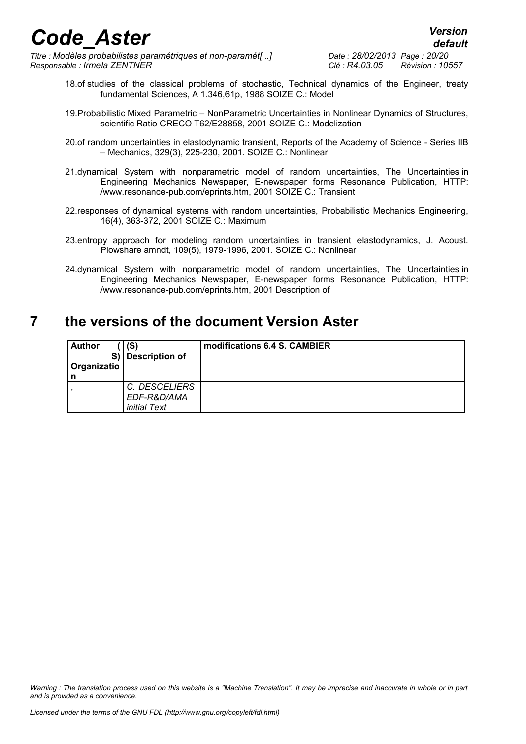18.of studies of the classical problems of stochastic, Technical dynamics of the Engineer, treaty fundamental Sciences, A 1.346,61p, 1988 SOIZE C.: Model

19.Probabilistic Mixed Parametric – NonParametric Uncertainties in Nonlinear Dynamics of Structures, scientific Ratio CRECO T62/E28858, 2001 SOIZE C.: Modelization

20.of random uncertainties in elastodynamic transient, Reports of the Academy of Science - Series IIB – Mechanics, 329(3), 225-230, 2001. SOIZE C.: Nonlinear

21.dynamical System with nonparametric model of random uncertainties, The Uncertainties in Engineering Mechanics Newspaper, E-newspaper forms Resonance Publication, HTTP: /www.resonance-pub.com/eprints.htm, 2001 SOIZE C.: Transient

22.responses of dynamical systems with random uncertainties, Probabilistic Mechanics Engineering, 16(4), 363-372, 2001 SOIZE C.: Maximum

23.entropy approach for modeling random uncertainties in transient elastodynamics, J. Acoust. Plowshare amndt, 109(5), 1979-1996, 2001. SOIZE C.: Nonlinear

24.dynamical System with nonparametric model of random uncertainties, The Uncertainties in Engineering Mechanics Newspaper, E-newspaper forms Resonance Publication, HTTP: /www.resonance-pub.com/eprints.htm, 2001 Description of

# 7 the versions of the document Version Aster

| **Author ( S) Organization** | **(S) Description of** | **modifications 6.4 S. CAMBIER** |
|---|---|---|
| , | *C. DESCELIERS EDF-R&D/AMA initial Text* | |